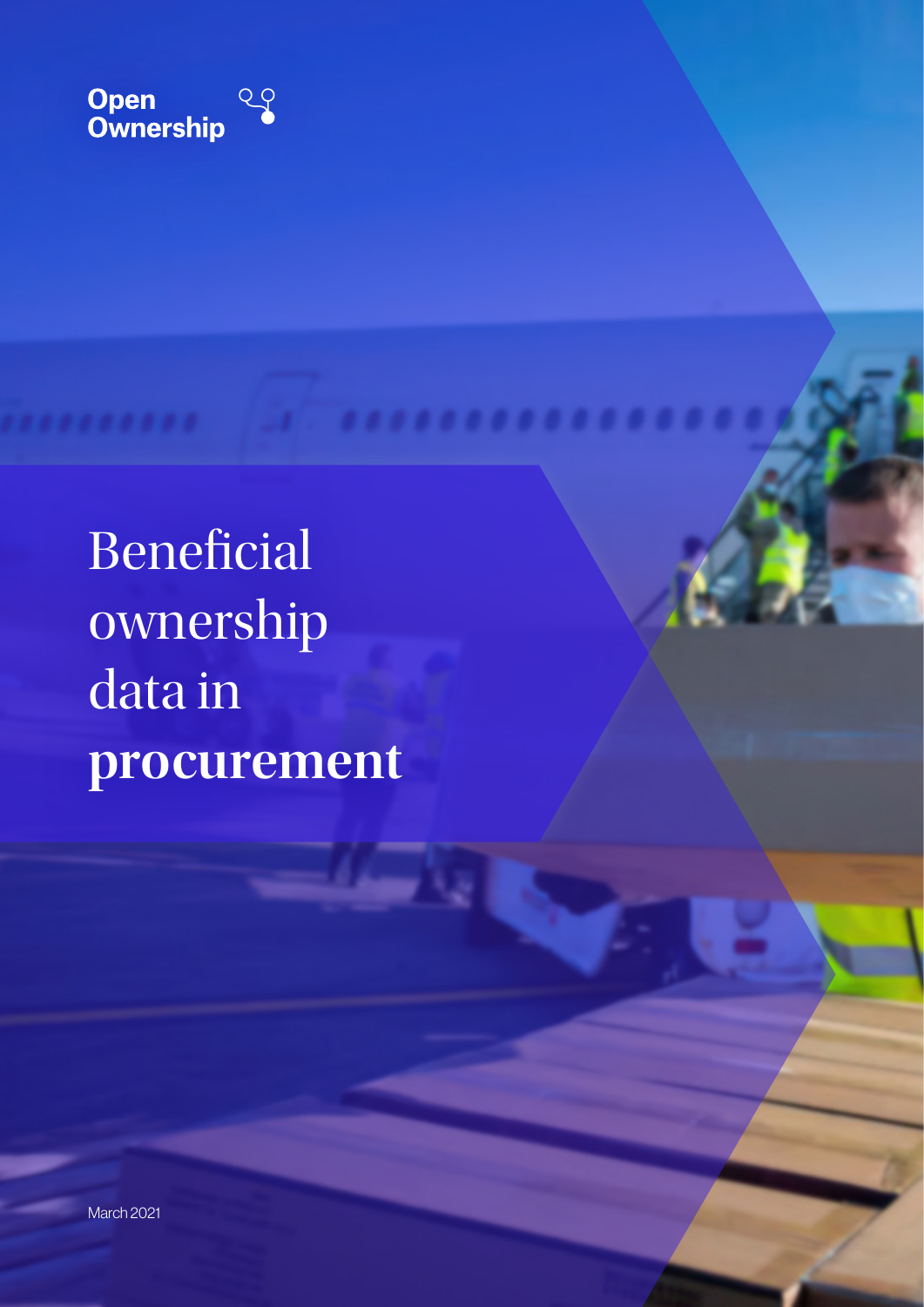Open Ownership

# Beneficial ownership data in **procurement**

March 2021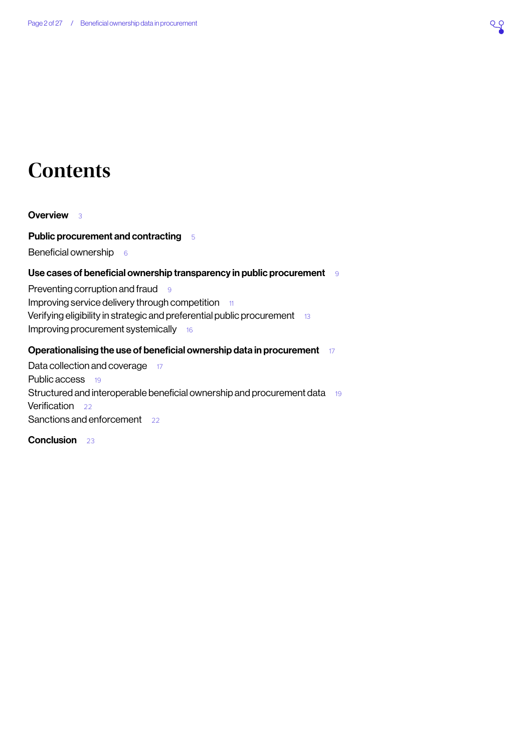# Contents

**Overview** 3

**Public procurement and contracting** 5

Beneficial ownership 6

**Use cases of beneficial ownership transparency in public procurement** 9

Preventing corruption and fraud 9
Improving service delivery through competition 11
Verifying eligibility in strategic and preferential public procurement 13
Improving procurement systemically 16

**Operationalising the use of beneficial ownership data in procurement** 17

Data collection and coverage 17
Public access 19
Structured and interoperable beneficial ownership and procurement data 19
Verification 22
Sanctions and enforcement 22

**Conclusion** 23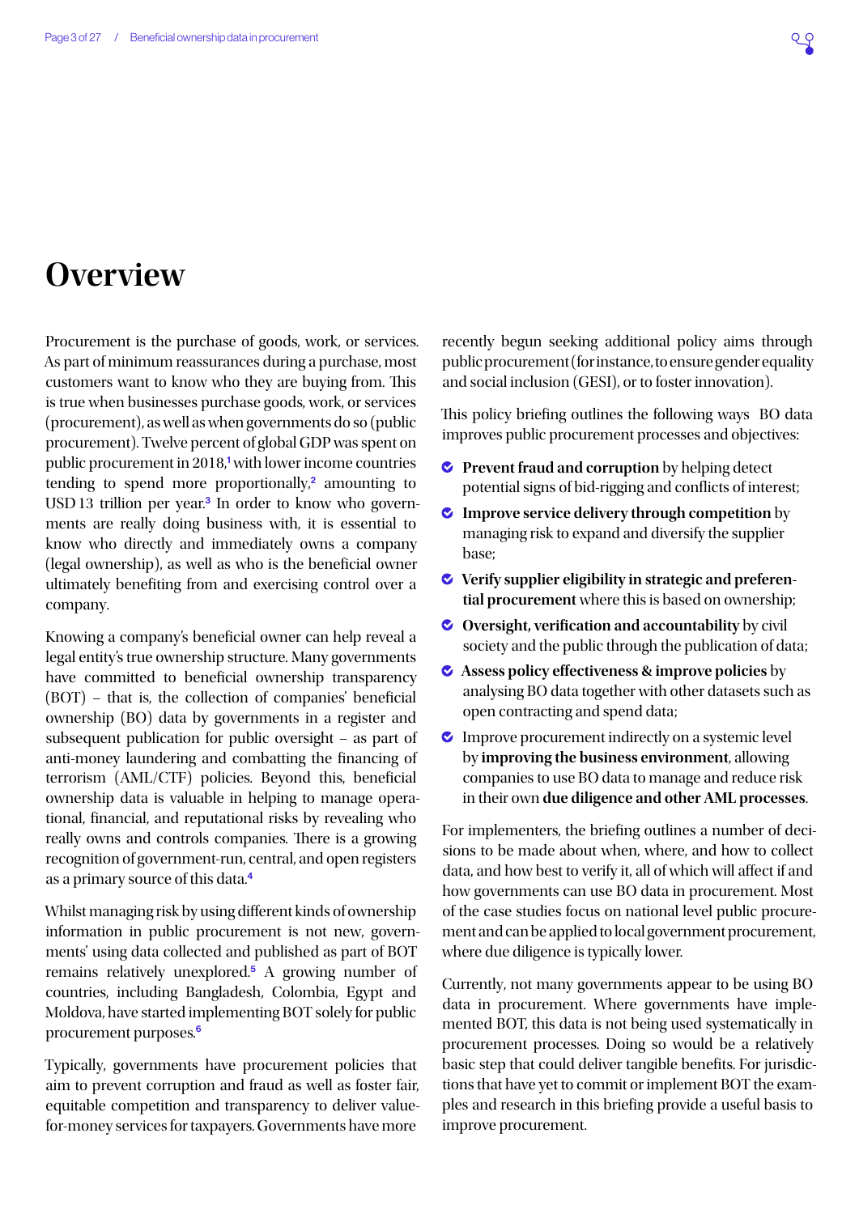# Overview

Procurement is the purchase of goods, work, or services. As part of minimum reassurances during a purchase, most customers want to know who they are buying from. This is true when businesses purchase goods, work, or services (procurement), as well as when governments do so (public procurement). Twelve percent of global GDP was spent on public procurement in 2018,[1] with lower income countries tending to spend more proportionally,[2] amounting to USD 13 trillion per year.[3] In order to know who governments are really doing business with, it is essential to know who directly and immediately owns a company (legal ownership), as well as who is the beneficial owner ultimately benefiting from and exercising control over a company.

Knowing a company's beneficial owner can help reveal a legal entity's true ownership structure. Many governments have committed to beneficial ownership transparency (BOT) – that is, the collection of companies' beneficial ownership (BO) data by governments in a register and subsequent publication for public oversight – as part of anti-money laundering and combatting the financing of terrorism (AML/CTF) policies. Beyond this, beneficial ownership data is valuable in helping to manage operational, financial, and reputational risks by revealing who really owns and controls companies. There is a growing recognition of government-run, central, and open registers as a primary source of this data.[4]

Whilst managing risk by using different kinds of ownership information in public procurement is not new, governments' using data collected and published as part of BOT remains relatively unexplored.[5] A growing number of countries, including Bangladesh, Colombia, Egypt and Moldova, have started implementing BOT solely for public procurement purposes.[6]

Typically, governments have procurement policies that aim to prevent corruption and fraud as well as foster fair, equitable competition and transparency to deliver value-for-money services for taxpayers. Governments have more recently begun seeking additional policy aims through public procurement (for instance, to ensure gender equality and social inclusion (GESI), or to foster innovation).

This policy briefing outlines the following ways BO data improves public procurement processes and objectives:

- **Prevent fraud and corruption** by helping detect potential signs of bid-rigging and conflicts of interest;
- **Improve service delivery through competition** by managing risk to expand and diversify the supplier base;
- **Verify supplier eligibility in strategic and preferential procurement** where this is based on ownership;
- **Oversight, verification and accountability** by civil society and the public through the publication of data;
- **Assess policy effectiveness & improve policies** by analysing BO data together with other datasets such as open contracting and spend data;
- Improve procurement indirectly on a systemic level by **improving the business environment**, allowing companies to use BO data to manage and reduce risk in their own **due diligence and other AML processes**.

For implementers, the briefing outlines a number of decisions to be made about when, where, and how to collect data, and how best to verify it, all of which will affect if and how governments can use BO data in procurement. Most of the case studies focus on national level public procurement and can be applied to local government procurement, where due diligence is typically lower.

Currently, not many governments appear to be using BO data in procurement. Where governments have implemented BOT, this data is not being used systematically in procurement processes. Doing so would be a relatively basic step that could deliver tangible benefits. For jurisdictions that have yet to commit or implement BOT the examples and research in this briefing provide a useful basis to improve procurement.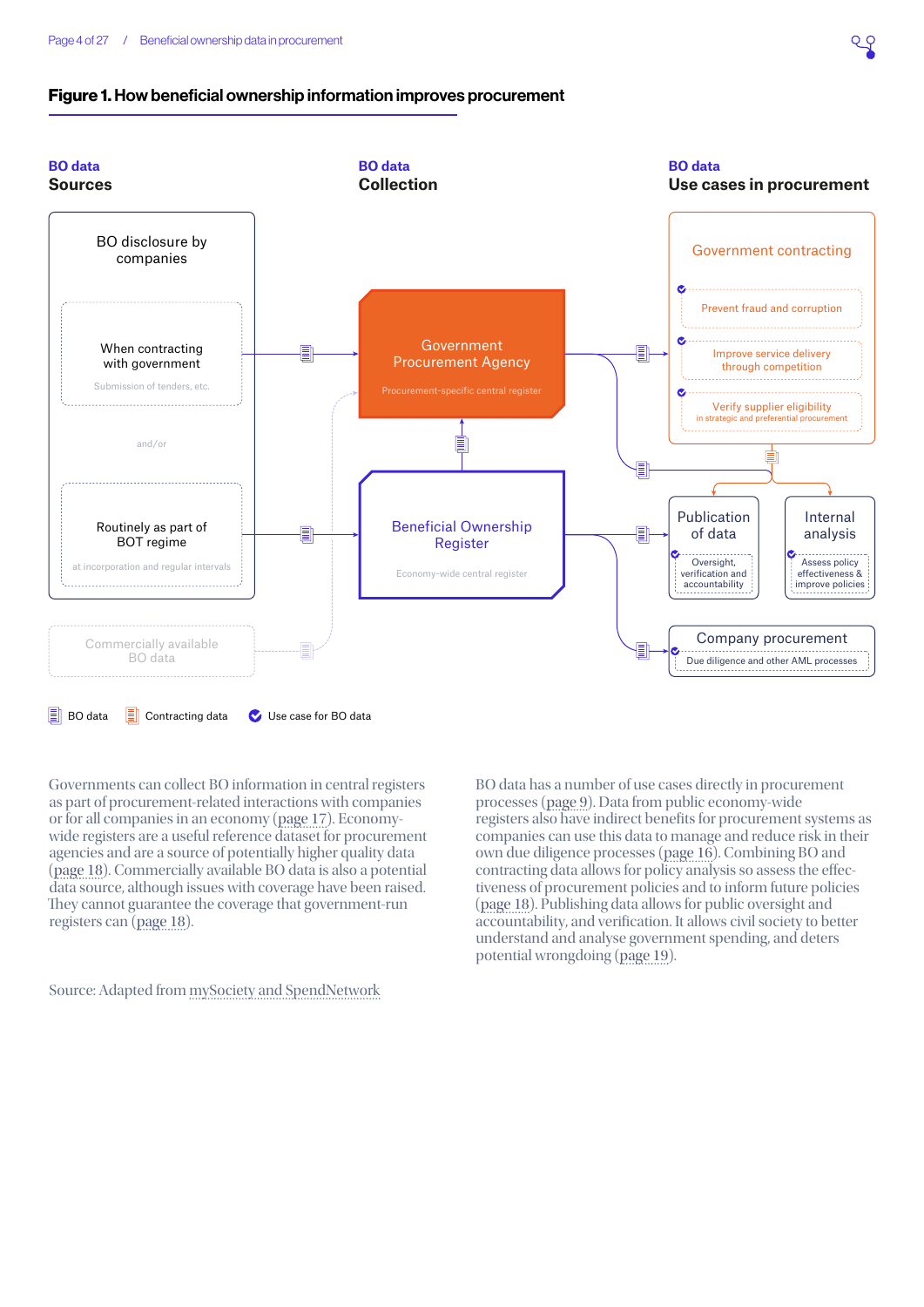## Figure 1. How beneficial ownership information improves procurement

**BO data**
**Sources**

BO disclosure by companies

When contracting with government
Submission of tenders, etc.

and/or

Routinely as part of BOT regime
at incorporation and regular intervals

Commercially available BO data

**BO data**
**Collection**

Government Procurement Agency
Procurement-specific central register

Beneficial Ownership Register
Economy-wide central register

**BO data**
**Use cases in procurement**

Government contracting
- Prevent fraud and corruption
- Improve service delivery through competition
- Verify supplier eligibility in strategic and preferential procurement

Publication of data
- Oversight, verification and accountability

Internal analysis
- Assess policy effectiveness & improve policies

Company procurement
- Due diligence and other AML processes

BO data | Contracting data | Use case for BO data

Governments can collect BO information in central registers as part of procurement-related interactions with companies or for all companies in an economy (page 17). Economy-wide registers are a useful reference dataset for procurement agencies and are a source of potentially higher quality data (page 18). Commercially available BO data is also a potential data source, although issues with coverage have been raised. They cannot guarantee the coverage that government-run registers can (page 18).

BO data has a number of use cases directly in procurement processes (page 9). Data from public economy-wide registers also have indirect benefits for procurement systems as companies can use this data to manage and reduce risk in their own due diligence processes (page 16). Combining BO and contracting data allows for policy analysis so assess the effectiveness of procurement policies and to inform future policies (page 18). Publishing data allows for public oversight and accountability, and verification. It allows civil society to better understand and analyse government spending, and deters potential wrongdoing (page 19).

Source: Adapted from mySociety and SpendNetwork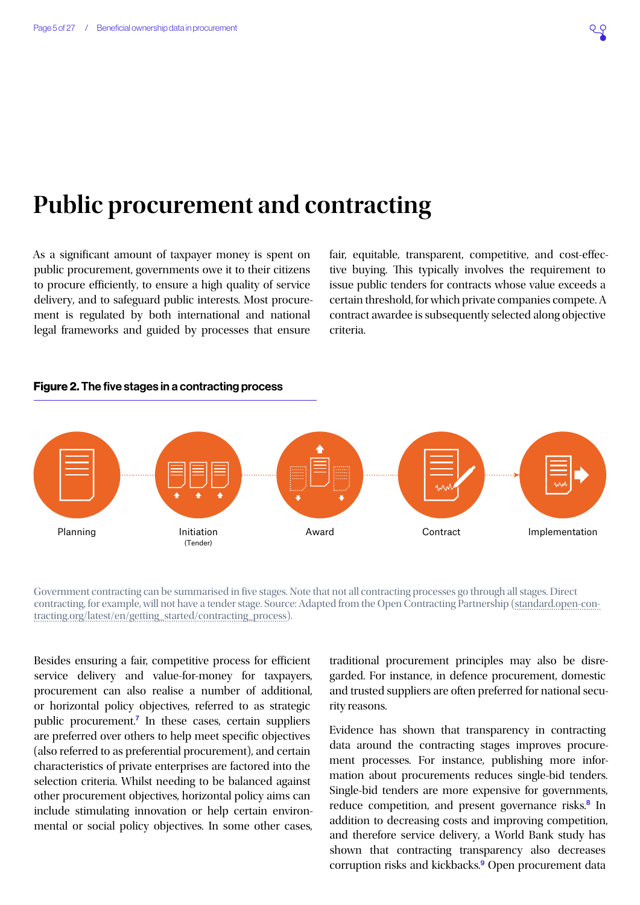# Public procurement and contracting

As a significant amount of taxpayer money is spent on public procurement, governments owe it to their citizens to procure efficiently, to ensure a high quality of service delivery, and to safeguard public interests. Most procurement is regulated by both international and national legal frameworks and guided by processes that ensure fair, equitable, transparent, competitive, and cost-effective buying. This typically involves the requirement to issue public tenders for contracts whose value exceeds a certain threshold, for which private companies compete. A contract awardee is subsequently selected along objective criteria.

**Figure 2. The five stages in a contracting process**

Planning → Initiation (Tender) → Award → Contract → Implementation

Government contracting can be summarised in five stages. Note that not all contracting processes go through all stages. Direct contracting, for example, will not have a tender stage. Source: Adapted from the Open Contracting Partnership (standard.open-contracting.org/latest/en/getting_started/contracting_process).

Besides ensuring a fair, competitive process for efficient service delivery and value-for-money for taxpayers, procurement can also realise a number of additional, or horizontal policy objectives, referred to as strategic public procurement.[7] In these cases, certain suppliers are preferred over others to help meet specific objectives (also referred to as preferential procurement), and certain characteristics of private enterprises are factored into the selection criteria. Whilst needing to be balanced against other procurement objectives, horizontal policy aims can include stimulating innovation or help certain environmental or social policy objectives. In some other cases, traditional procurement principles may also be disregarded. For instance, in defence procurement, domestic and trusted suppliers are often preferred for national security reasons.

Evidence has shown that transparency in contracting data around the contracting stages improves procurement processes. For instance, publishing more information about procurements reduces single-bid tenders. Single-bid tenders are more expensive for governments, reduce competition, and present governance risks.[8] In addition to decreasing costs and improving competition, and therefore service delivery, a World Bank study has shown that contracting transparency also decreases corruption risks and kickbacks.[9] Open procurement data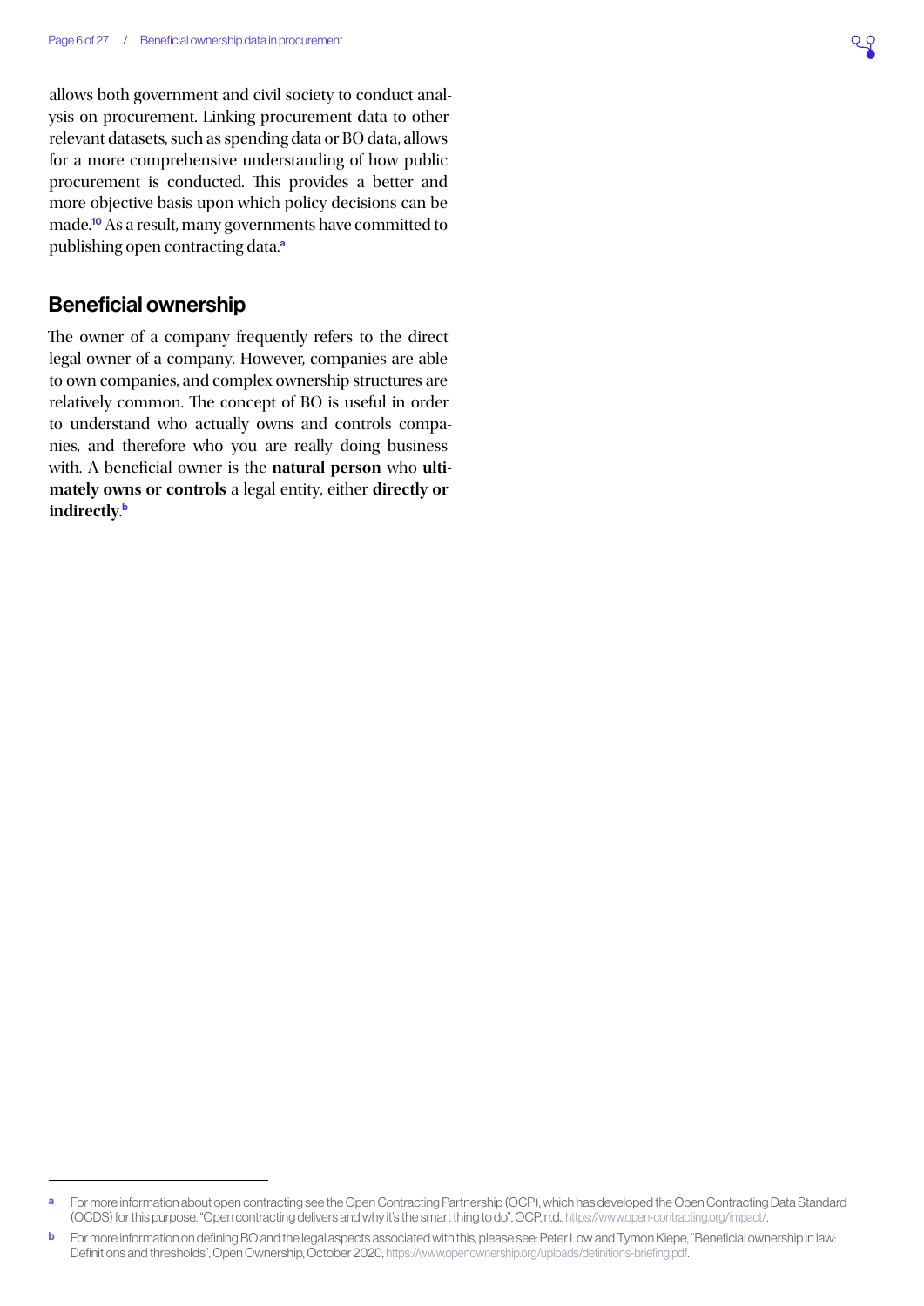allows both government and civil society to conduct analysis on procurement. Linking procurement data to other relevant datasets, such as spending data or BO data, allows for a more comprehensive understanding of how public procurement is conducted. This provides a better and more objective basis upon which policy decisions can be made.[10] As a result, many governments have committed to publishing open contracting data.[a]

## Beneficial ownership

The owner of a company frequently refers to the direct legal owner of a company. However, companies are able to own companies, and complex ownership structures are relatively common. The concept of BO is useful in order to understand who actually owns and controls companies, and therefore who you are really doing business with. A beneficial owner is the **natural person** who **ultimately owns or controls** a legal entity, either **directly or indirectly**.[b]

---

[a] For more information about open contracting see the Open Contracting Partnership (OCP), which has developed the Open Contracting Data Standard (OCDS) for this purpose. "Open contracting delivers and why it's the smart thing to do", OCP, n.d., https://www.open-contracting.org/impact/.

[b] For more information on defining BO and the legal aspects associated with this, please see: Peter Low and Tymon Kiepe, "Beneficial ownership in law: Definitions and thresholds", Open Ownership, October 2020, https://www.openownership.org/uploads/definitions-briefing.pdf.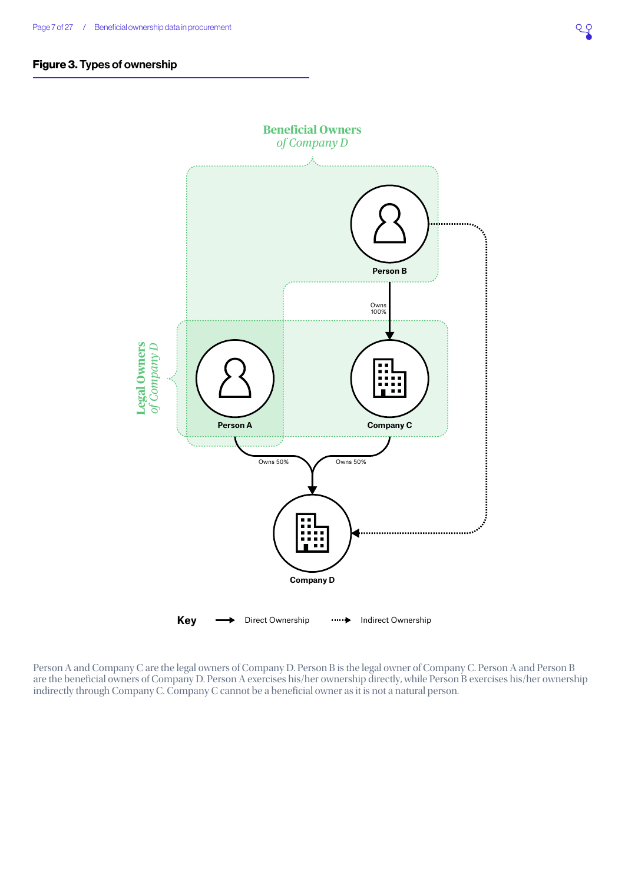**Figure 3. Types of ownership**

Beneficial Owners *of Company D*

Person B

Owns 100%

Legal Owners *of Company D*

Person A

Company C

Owns 50%

Owns 50%

Company D

**Key** Direct Ownership Indirect Ownership

Person A and Company C are the legal owners of Company D. Person B is the legal owner of Company C. Person A and Person B are the beneficial owners of Company D. Person A exercises his/her ownership directly, while Person B exercises his/her ownership indirectly through Company C. Company C cannot be a beneficial owner as it is not a natural person.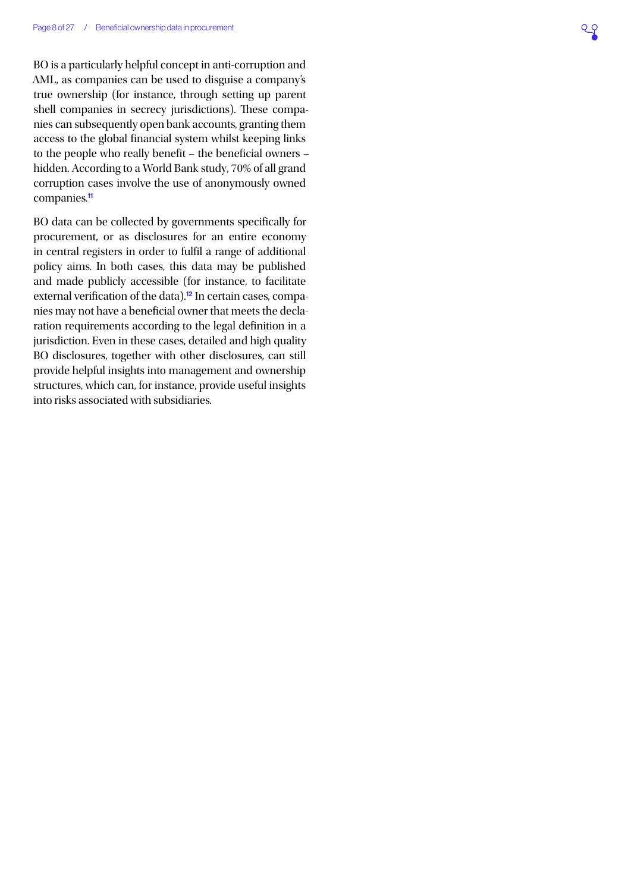BO is a particularly helpful concept in anti-corruption and AML, as companies can be used to disguise a company's true ownership (for instance, through setting up parent shell companies in secrecy jurisdictions). These companies can subsequently open bank accounts, granting them access to the global financial system whilst keeping links to the people who really benefit – the beneficial owners – hidden. According to a World Bank study, 70% of all grand corruption cases involve the use of anonymously owned companies.[11]

BO data can be collected by governments specifically for procurement, or as disclosures for an entire economy in central registers in order to fulfil a range of additional policy aims. In both cases, this data may be published and made publicly accessible (for instance, to facilitate external verification of the data).[12] In certain cases, companies may not have a beneficial owner that meets the declaration requirements according to the legal definition in a jurisdiction. Even in these cases, detailed and high quality BO disclosures, together with other disclosures, can still provide helpful insights into management and ownership structures, which can, for instance, provide useful insights into risks associated with subsidiaries.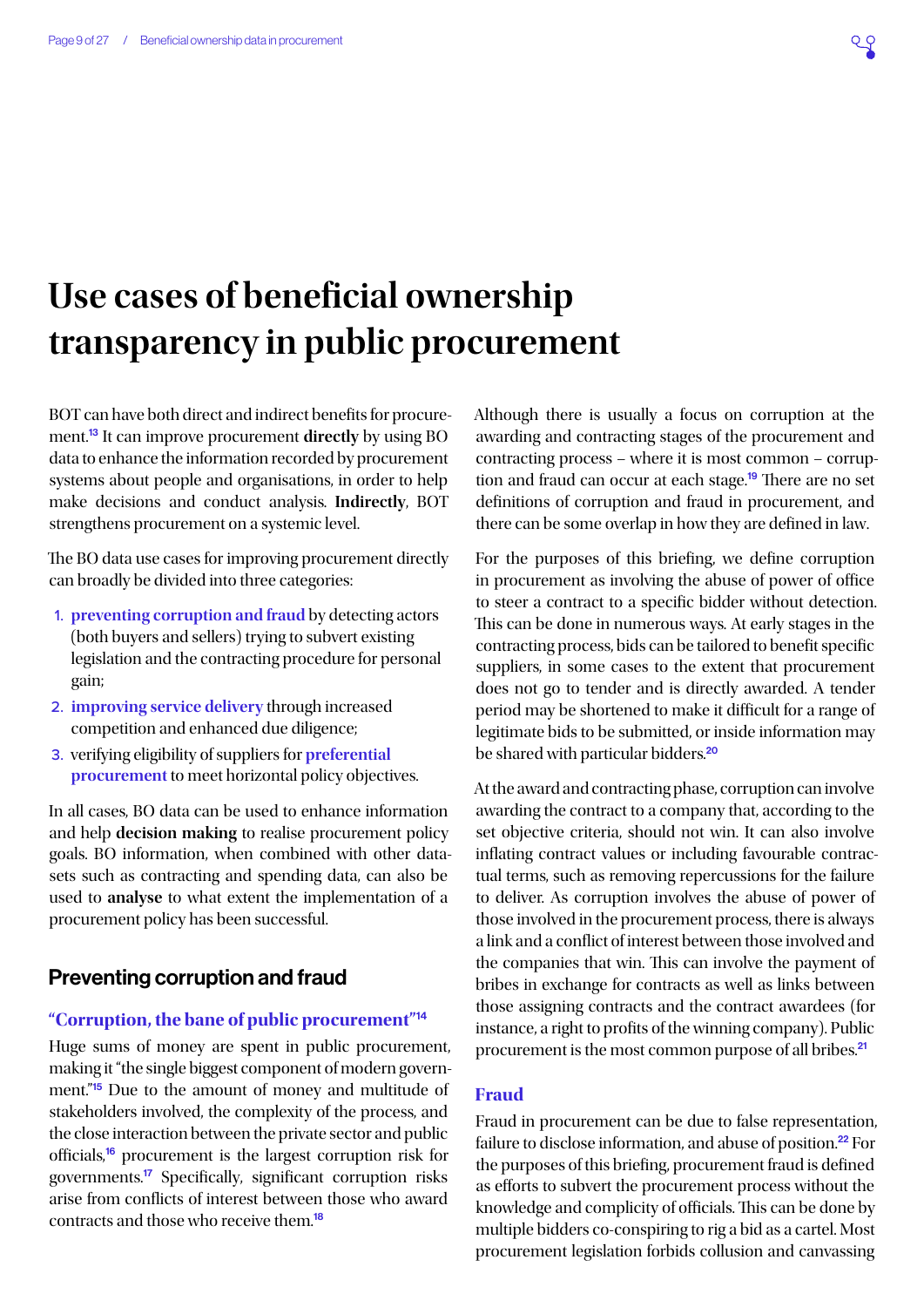# Use cases of beneficial ownership transparency in public procurement

BOT can have both direct and indirect benefits for procurement.[13] It can improve procurement **directly** by using BO data to enhance the information recorded by procurement systems about people and organisations, in order to help make decisions and conduct analysis. **Indirectly**, BOT strengthens procurement on a systemic level.

The BO data use cases for improving procurement directly can broadly be divided into three categories:

1. **preventing corruption and fraud** by detecting actors (both buyers and sellers) trying to subvert existing legislation and the contracting procedure for personal gain;
2. **improving service delivery** through increased competition and enhanced due diligence;
3. verifying eligibility of suppliers for **preferential procurement** to meet horizontal policy objectives.

In all cases, BO data can be used to enhance information and help **decision making** to realise procurement policy goals. BO information, when combined with other datasets such as contracting and spending data, can also be used to **analyse** to what extent the implementation of a procurement policy has been successful.

## Preventing corruption and fraud

### "Corruption, the bane of public procurement"[14]

Huge sums of money are spent in public procurement, making it "the single biggest component of modern government."[15] Due to the amount of money and multitude of stakeholders involved, the complexity of the process, and the close interaction between the private sector and public officials,[16] procurement is the largest corruption risk for governments.[17] Specifically, significant corruption risks arise from conflicts of interest between those who award contracts and those who receive them.[18]

Although there is usually a focus on corruption at the awarding and contracting stages of the procurement and contracting process – where it is most common – corruption and fraud can occur at each stage.[19] There are no set definitions of corruption and fraud in procurement, and there can be some overlap in how they are defined in law.

For the purposes of this briefing, we define corruption in procurement as involving the abuse of power of office to steer a contract to a specific bidder without detection. This can be done in numerous ways. At early stages in the contracting process, bids can be tailored to benefit specific suppliers, in some cases to the extent that procurement does not go to tender and is directly awarded. A tender period may be shortened to make it difficult for a range of legitimate bids to be submitted, or inside information may be shared with particular bidders.[20]

At the award and contracting phase, corruption can involve awarding the contract to a company that, according to the set objective criteria, should not win. It can also involve inflating contract values or including favourable contractual terms, such as removing repercussions for the failure to deliver. As corruption involves the abuse of power of those involved in the procurement process, there is always a link and a conflict of interest between those involved and the companies that win. This can involve the payment of bribes in exchange for contracts as well as links between those assigning contracts and the contract awardees (for instance, a right to profits of the winning company). Public procurement is the most common purpose of all bribes.[21]

### Fraud

Fraud in procurement can be due to false representation, failure to disclose information, and abuse of position.[22] For the purposes of this briefing, procurement fraud is defined as efforts to subvert the procurement process without the knowledge and complicity of officials. This can be done by multiple bidders co-conspiring to rig a bid as a cartel. Most procurement legislation forbids collusion and canvassing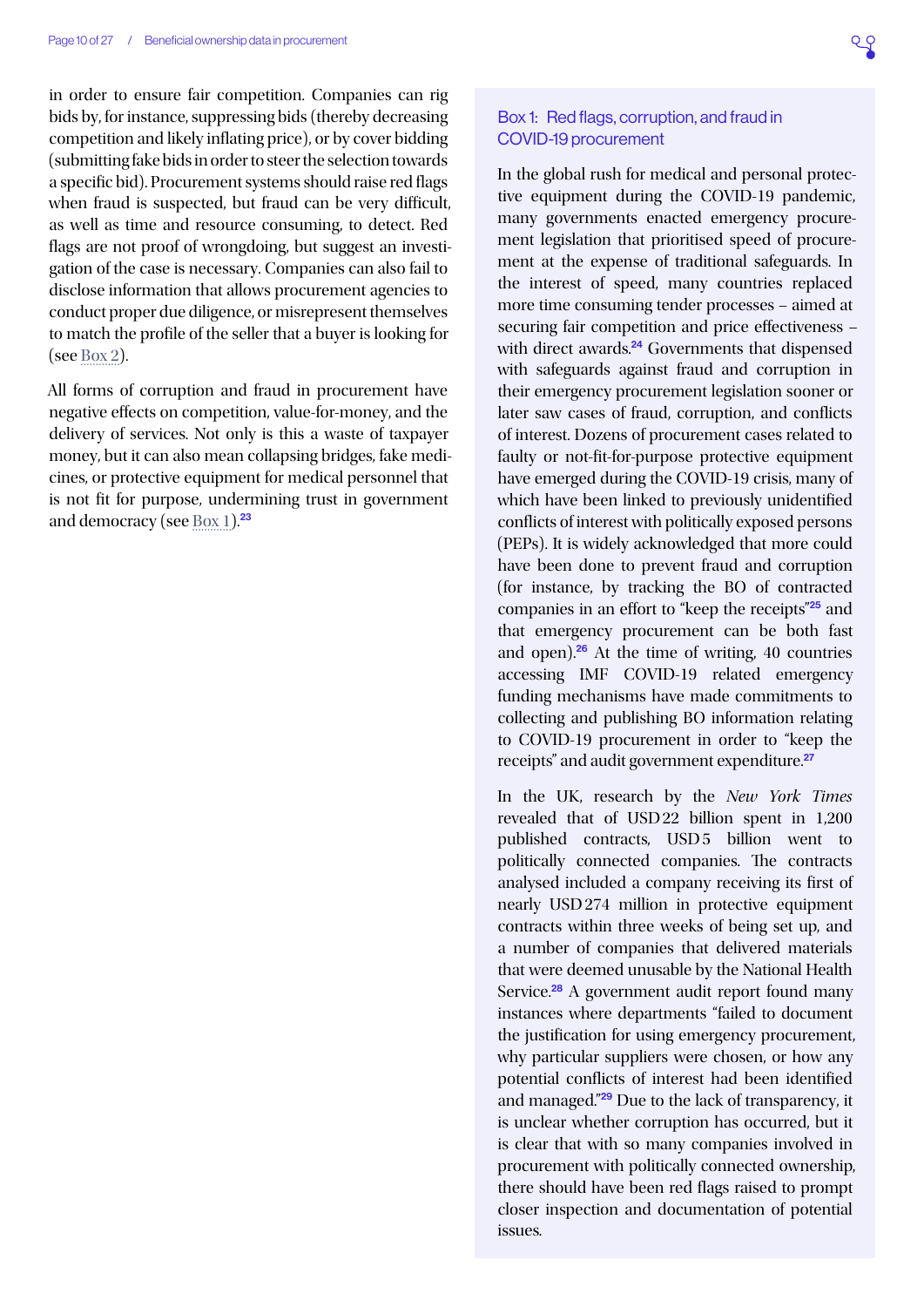in order to ensure fair competition. Companies can rig bids by, for instance, suppressing bids (thereby decreasing competition and likely inflating price), or by cover bidding (submitting fake bids in order to steer the selection towards a specific bid). Procurement systems should raise red flags when fraud is suspected, but fraud can be very difficult, as well as time and resource consuming, to detect. Red flags are not proof of wrongdoing, but suggest an investigation of the case is necessary. Companies can also fail to disclose information that allows procurement agencies to conduct proper due diligence, or misrepresent themselves to match the profile of the seller that a buyer is looking for (see Box 2).

All forms of corruption and fraud in procurement have negative effects on competition, value-for-money, and the delivery of services. Not only is this a waste of taxpayer money, but it can also mean collapsing bridges, fake medicines, or protective equipment for medical personnel that is not fit for purpose, undermining trust in government and democracy (see Box 1).[23]

### Box 1: Red flags, corruption, and fraud in COVID-19 procurement

In the global rush for medical and personal protective equipment during the COVID-19 pandemic, many governments enacted emergency procurement legislation that prioritised speed of procurement at the expense of traditional safeguards. In the interest of speed, many countries replaced more time consuming tender processes – aimed at securing fair competition and price effectiveness – with direct awards.[24] Governments that dispensed with safeguards against fraud and corruption in their emergency procurement legislation sooner or later saw cases of fraud, corruption, and conflicts of interest. Dozens of procurement cases related to faulty or not-fit-for-purpose protective equipment have emerged during the COVID-19 crisis, many of which have been linked to previously unidentified conflicts of interest with politically exposed persons (PEPs). It is widely acknowledged that more could have been done to prevent fraud and corruption (for instance, by tracking the BO of contracted companies in an effort to "keep the receipts"[25] and that emergency procurement can be both fast and open).[26] At the time of writing, 40 countries accessing IMF COVID-19 related emergency funding mechanisms have made commitments to collecting and publishing BO information relating to COVID-19 procurement in order to "keep the receipts" and audit government expenditure.[27]

In the UK, research by the *New York Times* revealed that of USD 22 billion spent in 1,200 published contracts, USD 5 billion went to politically connected companies. The contracts analysed included a company receiving its first of nearly USD 274 million in protective equipment contracts within three weeks of being set up, and a number of companies that delivered materials that were deemed unusable by the National Health Service.[28] A government audit report found many instances where departments "failed to document the justification for using emergency procurement, why particular suppliers were chosen, or how any potential conflicts of interest had been identified and managed."[29] Due to the lack of transparency, it is unclear whether corruption has occurred, but it is clear that with so many companies involved in procurement with politically connected ownership, there should have been red flags raised to prompt closer inspection and documentation of potential issues.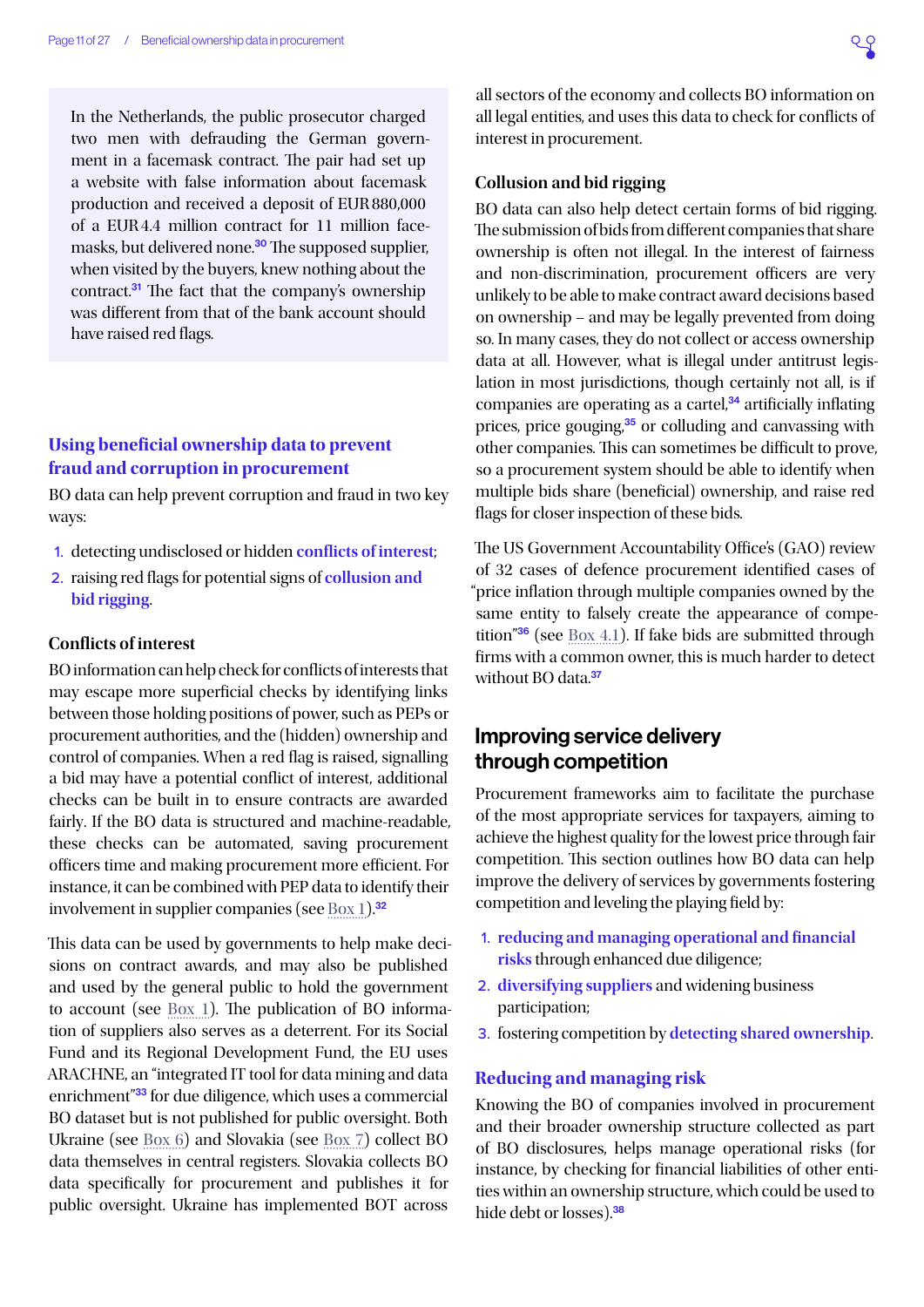In the Netherlands, the public prosecutor charged two men with defrauding the German government in a facemask contract. The pair had set up a website with false information about facemask production and received a deposit of EUR 880,000 of a EUR 4.4 million contract for 11 million facemasks, but delivered none.[30] The supposed supplier, when visited by the buyers, knew nothing about the contract.[31] The fact that the company's ownership was different from that of the bank account should have raised red flags.

## Using beneficial ownership data to prevent fraud and corruption in procurement

BO data can help prevent corruption and fraud in two key ways:

1. detecting undisclosed or hidden **conflicts of interest**;
2. raising red flags for potential signs of **collusion and bid rigging**.

### Conflicts of interest

BO information can help check for conflicts of interests that may escape more superficial checks by identifying links between those holding positions of power, such as PEPs or procurement authorities, and the (hidden) ownership and control of companies. When a red flag is raised, signalling a bid may have a potential conflict of interest, additional checks can be built in to ensure contracts are awarded fairly. If the BO data is structured and machine-readable, these checks can be automated, saving procurement officers time and making procurement more efficient. For instance, it can be combined with PEP data to identify their involvement in supplier companies (see Box 1).[32]

This data can be used by governments to help make decisions on contract awards, and may also be published and used by the general public to hold the government to account (see Box 1). The publication of BO information of suppliers also serves as a deterrent. For its Social Fund and its Regional Development Fund, the EU uses ARACHNE, an "integrated IT tool for data mining and data enrichment"[33] for due diligence, which uses a commercial BO dataset but is not published for public oversight. Both Ukraine (see Box 6) and Slovakia (see Box 7) collect BO data themselves in central registers. Slovakia collects BO data specifically for procurement and publishes it for public oversight. Ukraine has implemented BOT across all sectors of the economy and collects BO information on all legal entities, and uses this data to check for conflicts of interest in procurement.

### Collusion and bid rigging

BO data can also help detect certain forms of bid rigging. The submission of bids from different companies that share ownership is often not illegal. In the interest of fairness and non-discrimination, procurement officers are very unlikely to be able to make contract award decisions based on ownership – and may be legally prevented from doing so. In many cases, they do not collect or access ownership data at all. However, what is illegal under antitrust legislation in most jurisdictions, though certainly not all, is if companies are operating as a cartel,[34] artificially inflating prices, price gouging,[35] or colluding and canvassing with other companies. This can sometimes be difficult to prove, so a procurement system should be able to identify when multiple bids share (beneficial) ownership, and raise red flags for closer inspection of these bids.

The US Government Accountability Office's (GAO) review of 32 cases of defence procurement identified cases of "price inflation through multiple companies owned by the same entity to falsely create the appearance of competition"[36] (see Box 4.1). If fake bids are submitted through firms with a common owner, this is much harder to detect without BO data.[37]

## Improving service delivery through competition

Procurement frameworks aim to facilitate the purchase of the most appropriate services for taxpayers, aiming to achieve the highest quality for the lowest price through fair competition. This section outlines how BO data can help improve the delivery of services by governments fostering competition and leveling the playing field by:

1. **reducing and managing operational and financial risks** through enhanced due diligence;
2. **diversifying suppliers** and widening business participation;
3. fostering competition by **detecting shared ownership**.

### Reducing and managing risk

Knowing the BO of companies involved in procurement and their broader ownership structure collected as part of BO disclosures, helps manage operational risks (for instance, by checking for financial liabilities of other entities within an ownership structure, which could be used to hide debt or losses).[38]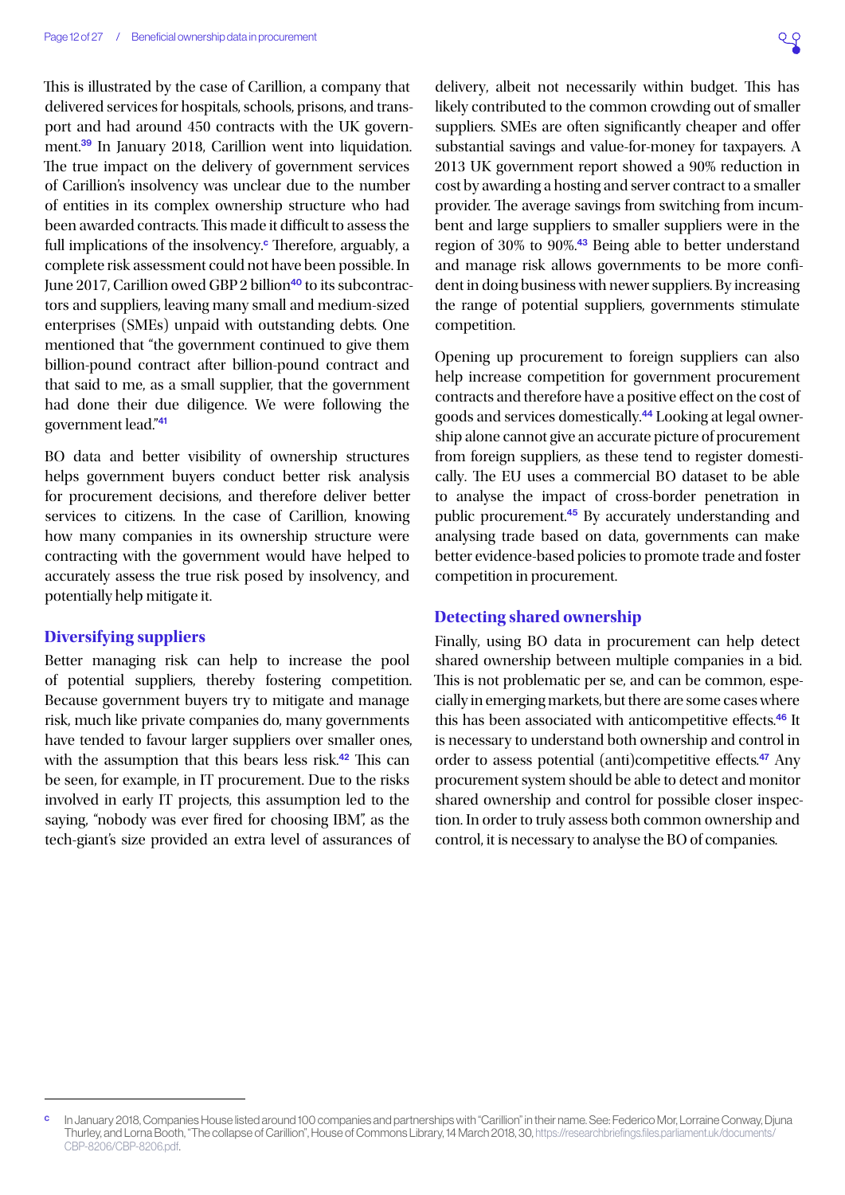This is illustrated by the case of Carillion, a company that delivered services for hospitals, schools, prisons, and transport and had around 450 contracts with the UK government.[39] In January 2018, Carillion went into liquidation. The true impact on the delivery of government services of Carillion's insolvency was unclear due to the number of entities in its complex ownership structure who had been awarded contracts. This made it difficult to assess the full implications of the insolvency.[c] Therefore, arguably, a complete risk assessment could not have been possible. In June 2017, Carillion owed GBP 2 billion[40] to its subcontractors and suppliers, leaving many small and medium-sized enterprises (SMEs) unpaid with outstanding debts. One mentioned that "the government continued to give them billion-pound contract after billion-pound contract and that said to me, as a small supplier, that the government had done their due diligence. We were following the government lead."[41]

BO data and better visibility of ownership structures helps government buyers conduct better risk analysis for procurement decisions, and therefore deliver better services to citizens. In the case of Carillion, knowing how many companies in its ownership structure were contracting with the government would have helped to accurately assess the true risk posed by insolvency, and potentially help mitigate it.

### Diversifying suppliers

Better managing risk can help to increase the pool of potential suppliers, thereby fostering competition. Because government buyers try to mitigate and manage risk, much like private companies do, many governments have tended to favour larger suppliers over smaller ones, with the assumption that this bears less risk.[42] This can be seen, for example, in IT procurement. Due to the risks involved in early IT projects, this assumption led to the saying, "nobody was ever fired for choosing IBM", as the tech-giant's size provided an extra level of assurances of delivery, albeit not necessarily within budget. This has likely contributed to the common crowding out of smaller suppliers. SMEs are often significantly cheaper and offer substantial savings and value-for-money for taxpayers. A 2013 UK government report showed a 90% reduction in cost by awarding a hosting and server contract to a smaller provider. The average savings from switching from incumbent and large suppliers to smaller suppliers were in the region of 30% to 90%.[43] Being able to better understand and manage risk allows governments to be more confident in doing business with newer suppliers. By increasing the range of potential suppliers, governments stimulate competition.

Opening up procurement to foreign suppliers can also help increase competition for government procurement contracts and therefore have a positive effect on the cost of goods and services domestically.[44] Looking at legal ownership alone cannot give an accurate picture of procurement from foreign suppliers, as these tend to register domestically. The EU uses a commercial BO dataset to be able to analyse the impact of cross-border penetration in public procurement.[45] By accurately understanding and analysing trade based on data, governments can make better evidence-based policies to promote trade and foster competition in procurement.

### Detecting shared ownership

Finally, using BO data in procurement can help detect shared ownership between multiple companies in a bid. This is not problematic per se, and can be common, especially in emerging markets, but there are some cases where this has been associated with anticompetitive effects.[46] It is necessary to understand both ownership and control in order to assess potential (anti)competitive effects.[47] Any procurement system should be able to detect and monitor shared ownership and control for possible closer inspection. In order to truly assess both common ownership and control, it is necessary to analyse the BO of companies.

---

[c] In January 2018, Companies House listed around 100 companies and partnerships with "Carillion" in their name. See: Federico Mor, Lorraine Conway, Djuna Thurley, and Lorna Booth, "The collapse of Carillion", House of Commons Library, 14 March 2018, 30, https://researchbriefings.files.parliament.uk/documents/CBP-8206/CBP-8206.pdf.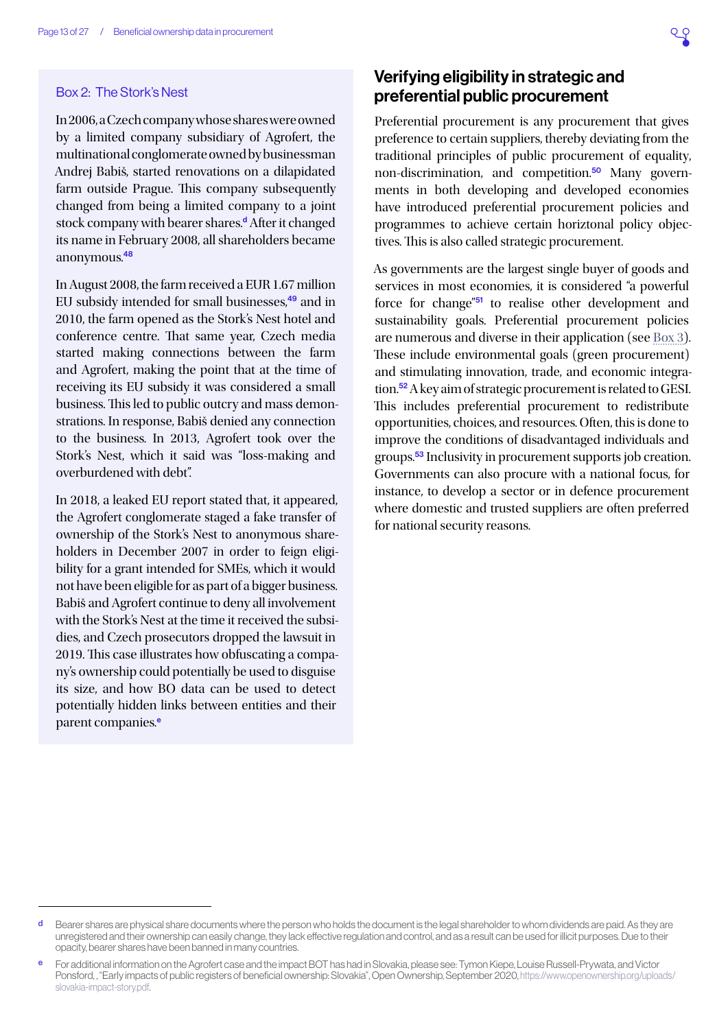### Box 2: The Stork's Nest

In 2006, a Czech company whose shares were owned by a limited company subsidiary of Agrofert, the multinational conglomerate owned by businessman Andrej Babiš, started renovations on a dilapidated farm outside Prague. This company subsequently changed from being a limited company to a joint stock company with bearer shares.[d] After it changed its name in February 2008, all shareholders became anonymous.[48]

In August 2008, the farm received a EUR 1.67 million EU subsidy intended for small businesses,[49] and in 2010, the farm opened as the Stork's Nest hotel and conference centre. That same year, Czech media started making connections between the farm and Agrofert, making the point that at the time of receiving its EU subsidy it was considered a small business. This led to public outcry and mass demonstrations. In response, Babiš denied any connection to the business. In 2013, Agrofert took over the Stork's Nest, which it said was "loss-making and overburdened with debt".

In 2018, a leaked EU report stated that, it appeared, the Agrofert conglomerate staged a fake transfer of ownership of the Stork's Nest to anonymous shareholders in December 2007 in order to feign eligibility for a grant intended for SMEs, which it would not have been eligible for as part of a bigger business. Babiš and Agrofert continue to deny all involvement with the Stork's Nest at the time it received the subsidies, and Czech prosecutors dropped the lawsuit in 2019. This case illustrates how obfuscating a company's ownership could potentially be used to disguise its size, and how BO data can be used to detect potentially hidden links between entities and their parent companies.[e]

## Verifying eligibility in strategic and preferential public procurement

Preferential procurement is any procurement that gives preference to certain suppliers, thereby deviating from the traditional principles of public procurement of equality, non-discrimination, and competition.[50] Many governments in both developing and developed economies have introduced preferential procurement policies and programmes to achieve certain horiztonal policy objectives. This is also called strategic procurement.

As governments are the largest single buyer of goods and services in most economies, it is considered "a powerful force for change"[51] to realise other development and sustainability goals. Preferential procurement policies are numerous and diverse in their application (see Box 3). These include environmental goals (green procurement) and stimulating innovation, trade, and economic integration.[52] A key aim of strategic procurement is related to GESI. This includes preferential procurement to redistribute opportunities, choices, and resources. Often, this is done to improve the conditions of disadvantaged individuals and groups.[53] Inclusivity in procurement supports job creation. Governments can also procure with a national focus, for instance, to develop a sector or in defence procurement where domestic and trusted suppliers are often preferred for national security reasons.

---

[d] Bearer shares are physical share documents where the person who holds the document is the legal shareholder to whom dividends are paid. As they are unregistered and their ownership can easily change, they lack effective regulation and control, and as a result can be used for illicit purposes. Due to their opacity, bearer shares have been banned in many countries.

[e] For additional information on the Agrofert case and the impact BOT has had in Slovakia, please see: Tymon Kiepe, Louise Russell-Prywata, and Victor Ponsford, , "Early impacts of public registers of beneficial ownership: Slovakia", Open Ownership, September 2020, https://www.openownership.org/uploads/slovakia-impact-story.pdf.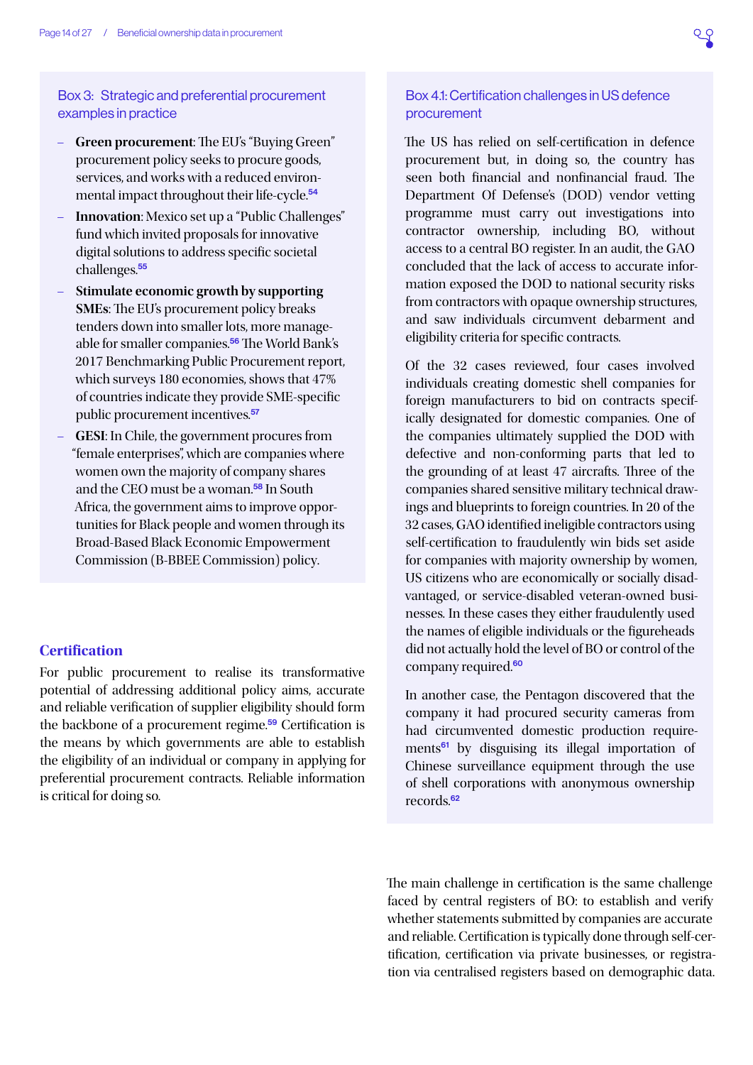### Box 3: Strategic and preferential procurement examples in practice

- **Green procurement**: The EU's "Buying Green" procurement policy seeks to procure goods, services, and works with a reduced environmental impact throughout their life-cycle.[54]
- **Innovation**: Mexico set up a "Public Challenges" fund which invited proposals for innovative digital solutions to address specific societal challenges.[55]
- **Stimulate economic growth by supporting SMEs**: The EU's procurement policy breaks tenders down into smaller lots, more manageable for smaller companies.[56] The World Bank's 2017 Benchmarking Public Procurement report, which surveys 180 economies, shows that 47% of countries indicate they provide SME-specific public procurement incentives.[57]
- **GESI**: In Chile, the government procures from "female enterprises", which are companies where women own the majority of company shares and the CEO must be a woman.[58] In South Africa, the government aims to improve opportunities for Black people and women through its Broad-Based Black Economic Empowerment Commission (B-BBEE Commission) policy.

## Certification

For public procurement to realise its transformative potential of addressing additional policy aims, accurate and reliable verification of supplier eligibility should form the backbone of a procurement regime.[59] Certification is the means by which governments are able to establish the eligibility of an individual or company in applying for preferential procurement contracts. Reliable information is critical for doing so.

### Box 4.1: Certification challenges in US defence procurement

The US has relied on self-certification in defence procurement but, in doing so, the country has seen both financial and nonfinancial fraud. The Department Of Defense's (DOD) vendor vetting programme must carry out investigations into contractor ownership, including BO, without access to a central BO register. In an audit, the GAO concluded that the lack of access to accurate information exposed the DOD to national security risks from contractors with opaque ownership structures, and saw individuals circumvent debarment and eligibility criteria for specific contracts.

Of the 32 cases reviewed, four cases involved individuals creating domestic shell companies for foreign manufacturers to bid on contracts specifically designated for domestic companies. One of the companies ultimately supplied the DOD with defective and non-conforming parts that led to the grounding of at least 47 aircrafts. Three of the companies shared sensitive military technical drawings and blueprints to foreign countries. In 20 of the 32 cases, GAO identified ineligible contractors using self-certification to fraudulently win bids set aside for companies with majority ownership by women, US citizens who are economically or socially disadvantaged, or service-disabled veteran-owned businesses. In these cases they either fraudulently used the names of eligible individuals or the figureheads did not actually hold the level of BO or control of the company required.[60]

In another case, the Pentagon discovered that the company it had procured security cameras from had circumvented domestic production requirements[61] by disguising its illegal importation of Chinese surveillance equipment through the use of shell corporations with anonymous ownership records.[62]

The main challenge in certification is the same challenge faced by central registers of BO: to establish and verify whether statements submitted by companies are accurate and reliable. Certification is typically done through self-certification, certification via private businesses, or registration via centralised registers based on demographic data.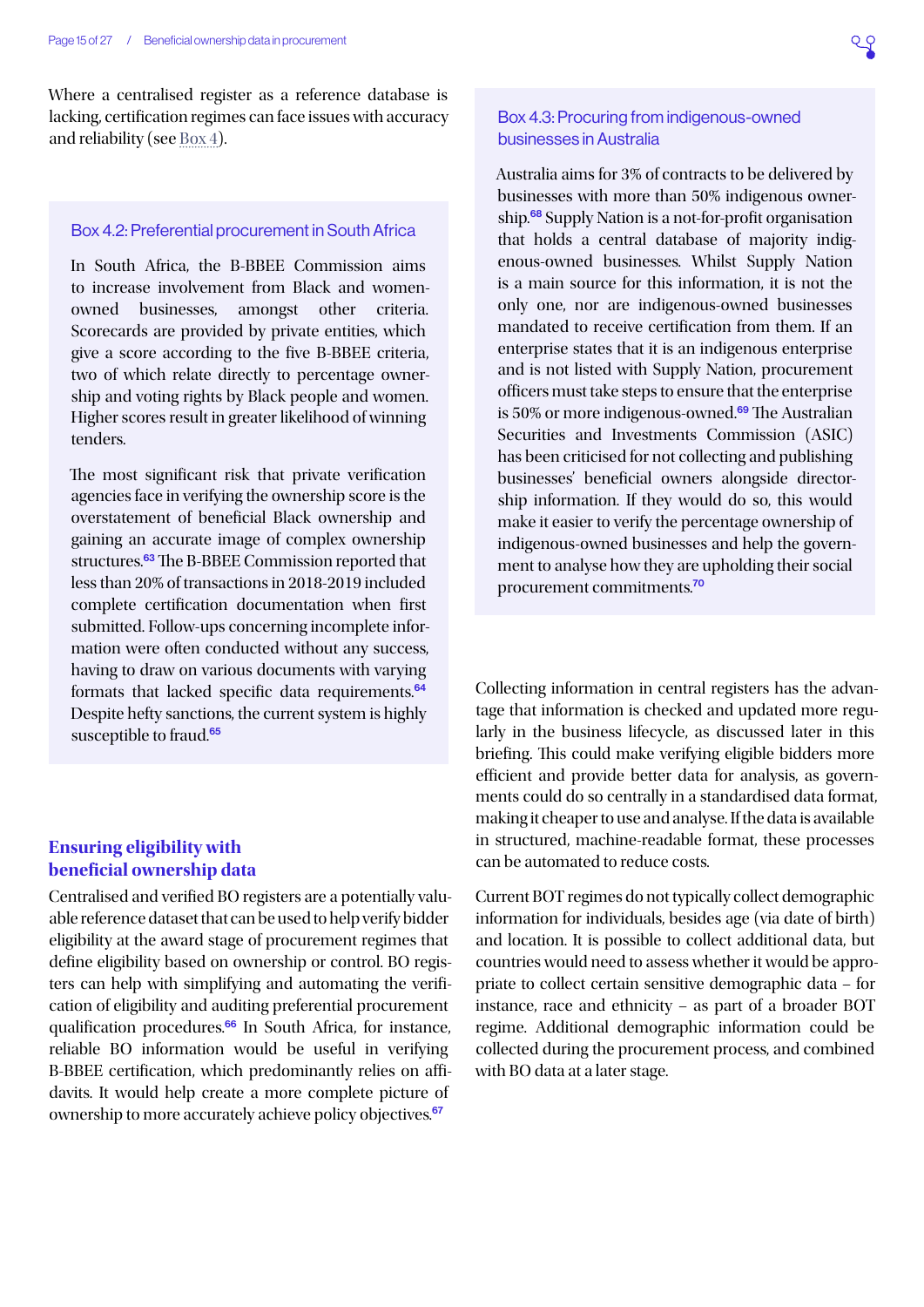Where a centralised register as a reference database is lacking, certification regimes can face issues with accuracy and reliability (see Box 4).

### Box 4.2: Preferential procurement in South Africa

In South Africa, the B-BBEE Commission aims to increase involvement from Black and women-owned businesses, amongst other criteria. Scorecards are provided by private entities, which give a score according to the five B-BBEE criteria, two of which relate directly to percentage ownership and voting rights by Black people and women. Higher scores result in greater likelihood of winning tenders.

The most significant risk that private verification agencies face in verifying the ownership score is the overstatement of beneficial Black ownership and gaining an accurate image of complex ownership structures.[63] The B-BBEE Commission reported that less than 20% of transactions in 2018-2019 included complete certification documentation when first submitted. Follow-ups concerning incomplete information were often conducted without any success, having to draw on various documents with varying formats that lacked specific data requirements.[64] Despite hefty sanctions, the current system is highly susceptible to fraud.[65]

## Ensuring eligibility with beneficial ownership data

Centralised and verified BO registers are a potentially valuable reference dataset that can be used to help verify bidder eligibility at the award stage of procurement regimes that define eligibility based on ownership or control. BO registers can help with simplifying and automating the verification of eligibility and auditing preferential procurement qualification procedures.[66] In South Africa, for instance, reliable BO information would be useful in verifying B-BBEE certification, which predominantly relies on affidavits. It would help create a more complete picture of ownership to more accurately achieve policy objectives.[67]

### Box 4.3: Procuring from indigenous-owned businesses in Australia

Australia aims for 3% of contracts to be delivered by businesses with more than 50% indigenous ownership.[68] Supply Nation is a not-for-profit organisation that holds a central database of majority indigenous-owned businesses. Whilst Supply Nation is a main source for this information, it is not the only one, nor are indigenous-owned businesses mandated to receive certification from them. If an enterprise states that it is an indigenous enterprise and is not listed with Supply Nation, procurement officers must take steps to ensure that the enterprise is 50% or more indigenous-owned.[69] The Australian Securities and Investments Commission (ASIC) has been criticised for not collecting and publishing businesses' beneficial owners alongside directorship information. If they would do so, this would make it easier to verify the percentage ownership of indigenous-owned businesses and help the government to analyse how they are upholding their social procurement commitments.[70]

Collecting information in central registers has the advantage that information is checked and updated more regularly in the business lifecycle, as discussed later in this briefing. This could make verifying eligible bidders more efficient and provide better data for analysis, as governments could do so centrally in a standardised data format, making it cheaper to use and analyse. If the data is available in structured, machine-readable format, these processes can be automated to reduce costs.

Current BOT regimes do not typically collect demographic information for individuals, besides age (via date of birth) and location. It is possible to collect additional data, but countries would need to assess whether it would be appropriate to collect certain sensitive demographic data – for instance, race and ethnicity – as part of a broader BOT regime. Additional demographic information could be collected during the procurement process, and combined with BO data at a later stage.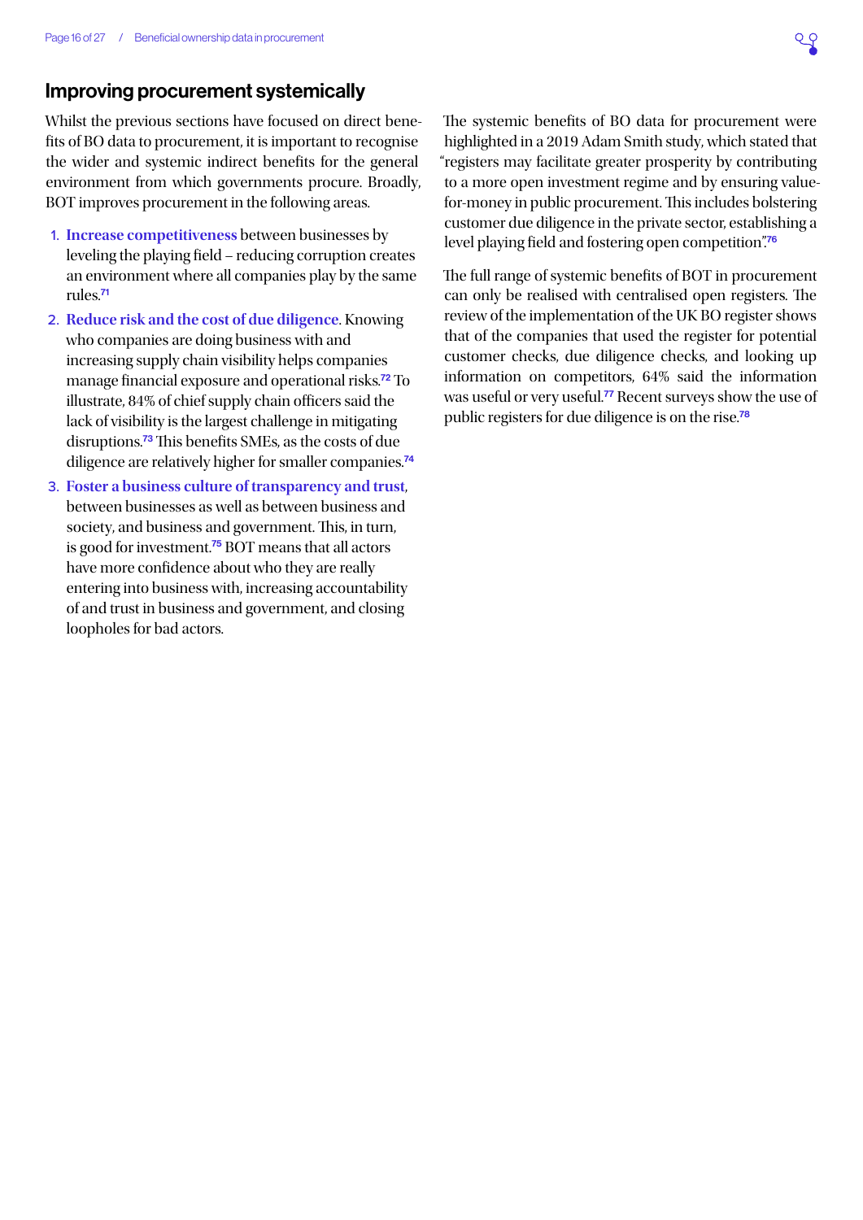## Improving procurement systemically

Whilst the previous sections have focused on direct benefits of BO data to procurement, it is important to recognise the wider and systemic indirect benefits for the general environment from which governments procure. Broadly, BOT improves procurement in the following areas.

1. **Increase competitiveness** between businesses by leveling the playing field – reducing corruption creates an environment where all companies play by the same rules.[71]
2. **Reduce risk and the cost of due diligence**. Knowing who companies are doing business with and increasing supply chain visibility helps companies manage financial exposure and operational risks.[72] To illustrate, 84% of chief supply chain officers said the lack of visibility is the largest challenge in mitigating disruptions.[73] This benefits SMEs, as the costs of due diligence are relatively higher for smaller companies.[74]
3. **Foster a business culture of transparency and trust**, between businesses as well as between business and society, and business and government. This, in turn, is good for investment.[75] BOT means that all actors have more confidence about who they are really entering into business with, increasing accountability of and trust in business and government, and closing loopholes for bad actors.

The systemic benefits of BO data for procurement were highlighted in a 2019 Adam Smith study, which stated that "registers may facilitate greater prosperity by contributing to a more open investment regime and by ensuring value-for-money in public procurement. This includes bolstering customer due diligence in the private sector, establishing a level playing field and fostering open competition".[76]

The full range of systemic benefits of BOT in procurement can only be realised with centralised open registers. The review of the implementation of the UK BO register shows that of the companies that used the register for potential customer checks, due diligence checks, and looking up information on competitors, 64% said the information was useful or very useful.[77] Recent surveys show the use of public registers for due diligence is on the rise.[78]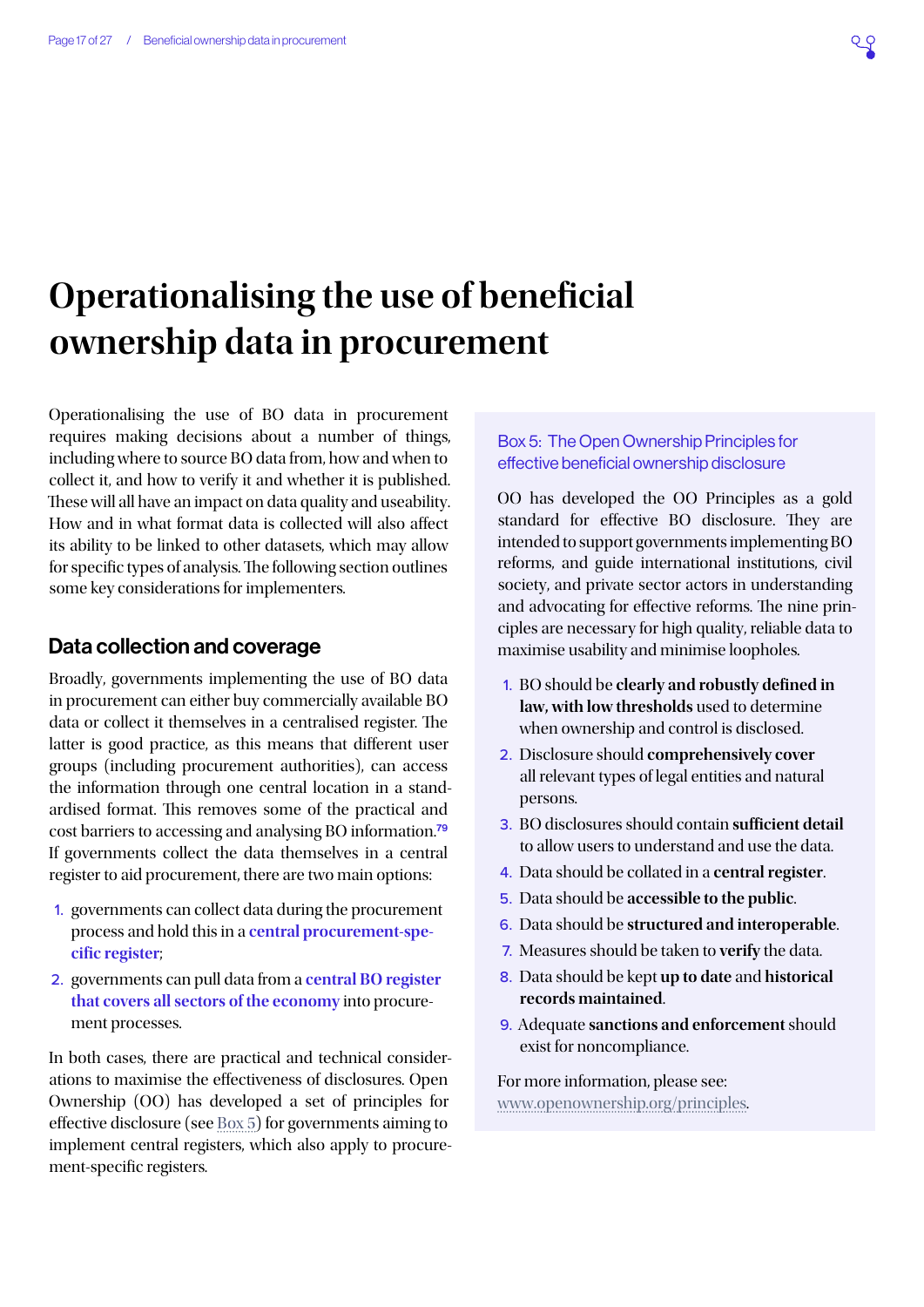# Operationalising the use of beneficial ownership data in procurement

Operationalising the use of BO data in procurement requires making decisions about a number of things, including where to source BO data from, how and when to collect it, and how to verify it and whether it is published. These will all have an impact on data quality and useability. How and in what format data is collected will also affect its ability to be linked to other datasets, which may allow for specific types of analysis. The following section outlines some key considerations for implementers.

## Data collection and coverage

Broadly, governments implementing the use of BO data in procurement can either buy commercially available BO data or collect it themselves in a centralised register. The latter is good practice, as this means that different user groups (including procurement authorities), can access the information through one central location in a standardised format. This removes some of the practical and cost barriers to accessing and analysing BO information.[79] If governments collect the data themselves in a central register to aid procurement, there are two main options:

1. governments can collect data during the procurement process and hold this in a **central procurement-specific register**;
2. governments can pull data from a **central BO register that covers all sectors of the economy** into procurement processes.

In both cases, there are practical and technical considerations to maximise the effectiveness of disclosures. Open Ownership (OO) has developed a set of principles for effective disclosure (see Box 5) for governments aiming to implement central registers, which also apply to procurement-specific registers.

### Box 5: The Open Ownership Principles for effective beneficial ownership disclosure

OO has developed the OO Principles as a gold standard for effective BO disclosure. They are intended to support governments implementing BO reforms, and guide international institutions, civil society, and private sector actors in understanding and advocating for effective reforms. The nine principles are necessary for high quality, reliable data to maximise usability and minimise loopholes.

1. BO should be **clearly and robustly defined in law, with low thresholds** used to determine when ownership and control is disclosed.
2. Disclosure should **comprehensively cover** all relevant types of legal entities and natural persons.
3. BO disclosures should contain **sufficient detail** to allow users to understand and use the data.
4. Data should be collated in a **central register**.
5. Data should be **accessible to the public**.
6. Data should be **structured and interoperable**.
7. Measures should be taken to **verify** the data.
8. Data should be kept **up to date** and **historical records maintained**.
9. Adequate **sanctions and enforcement** should exist for noncompliance.

For more information, please see: www.openownership.org/principles.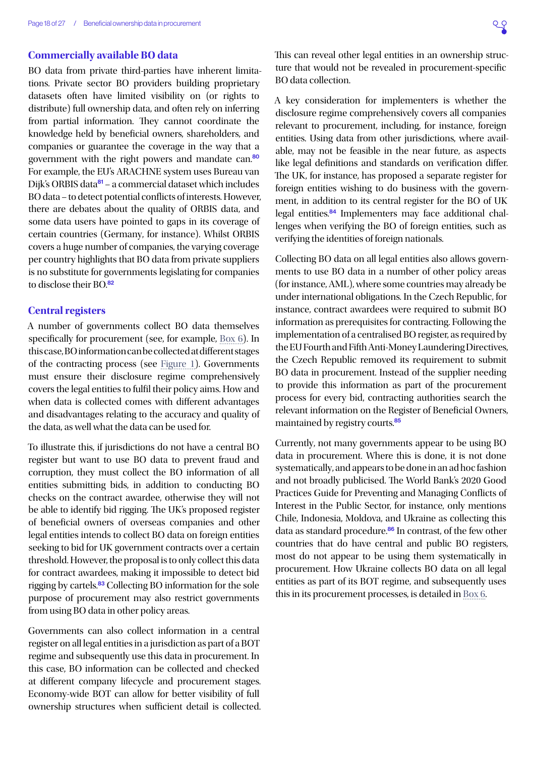### Commercially available BO data

BO data from private third-parties have inherent limitations. Private sector BO providers building proprietary datasets often have limited visibility on (or rights to distribute) full ownership data, and often rely on inferring from partial information. They cannot coordinate the knowledge held by beneficial owners, shareholders, and companies or guarantee the coverage in the way that a government with the right powers and mandate can.[80] For example, the EU's ARACHNE system uses Bureau van Dijk's ORBIS data[81] – a commercial dataset which includes BO data – to detect potential conflicts of interests. However, there are debates about the quality of ORBIS data, and some data users have pointed to gaps in its coverage of certain countries (Germany, for instance). Whilst ORBIS covers a huge number of companies, the varying coverage per country highlights that BO data from private suppliers is no substitute for governments legislating for companies to disclose their BO.[82]

### Central registers

A number of governments collect BO data themselves specifically for procurement (see, for example, Box 6). In this case, BO information can be collected at different stages of the contracting process (see Figure 1). Governments must ensure their disclosure regime comprehensively covers the legal entities to fulfil their policy aims. How and when data is collected comes with different advantages and disadvantages relating to the accuracy and quality of the data, as well what the data can be used for.

To illustrate this, if jurisdictions do not have a central BO register but want to use BO data to prevent fraud and corruption, they must collect the BO information of all entities submitting bids, in addition to conducting BO checks on the contract awardee, otherwise they will not be able to identify bid rigging. The UK's proposed register of beneficial owners of overseas companies and other legal entities intends to collect BO data on foreign entities seeking to bid for UK government contracts over a certain threshold. However, the proposal is to only collect this data for contract awardees, making it impossible to detect bid rigging by cartels.[83] Collecting BO information for the sole purpose of procurement may also restrict governments from using BO data in other policy areas.

Governments can also collect information in a central register on all legal entities in a jurisdiction as part of a BOT regime and subsequently use this data in procurement. In this case, BO information can be collected and checked at different company lifecycle and procurement stages. Economy-wide BOT can allow for better visibility of full ownership structures when sufficient detail is collected. This can reveal other legal entities in an ownership structure that would not be revealed in procurement-specific BO data collection.

A key consideration for implementers is whether the disclosure regime comprehensively covers all companies relevant to procurement, including, for instance, foreign entities. Using data from other jurisdictions, where available, may not be feasible in the near future, as aspects like legal definitions and standards on verification differ. The UK, for instance, has proposed a separate register for foreign entities wishing to do business with the government, in addition to its central register for the BO of UK legal entities.[84] Implementers may face additional challenges when verifying the BO of foreign entities, such as verifying the identities of foreign nationals.

Collecting BO data on all legal entities also allows governments to use BO data in a number of other policy areas (for instance, AML), where some countries may already be under international obligations. In the Czech Republic, for instance, contract awardees were required to submit BO information as prerequisites for contracting. Following the implementation of a centralised BO register, as required by the EU Fourth and Fifth Anti-Money Laundering Directives, the Czech Republic removed its requirement to submit BO data in procurement. Instead of the supplier needing to provide this information as part of the procurement process for every bid, contracting authorities search the relevant information on the Register of Beneficial Owners, maintained by registry courts.[85]

Currently, not many governments appear to be using BO data in procurement. Where this is done, it is not done systematically, and appears to be done in an ad hoc fashion and not broadly publicised. The World Bank's 2020 Good Practices Guide for Preventing and Managing Conflicts of Interest in the Public Sector, for instance, only mentions Chile, Indonesia, Moldova, and Ukraine as collecting this data as standard procedure.[86] In contrast, of the few other countries that do have central and public BO registers, most do not appear to be using them systematically in procurement. How Ukraine collects BO data on all legal entities as part of its BOT regime, and subsequently uses this in its procurement processes, is detailed in Box 6.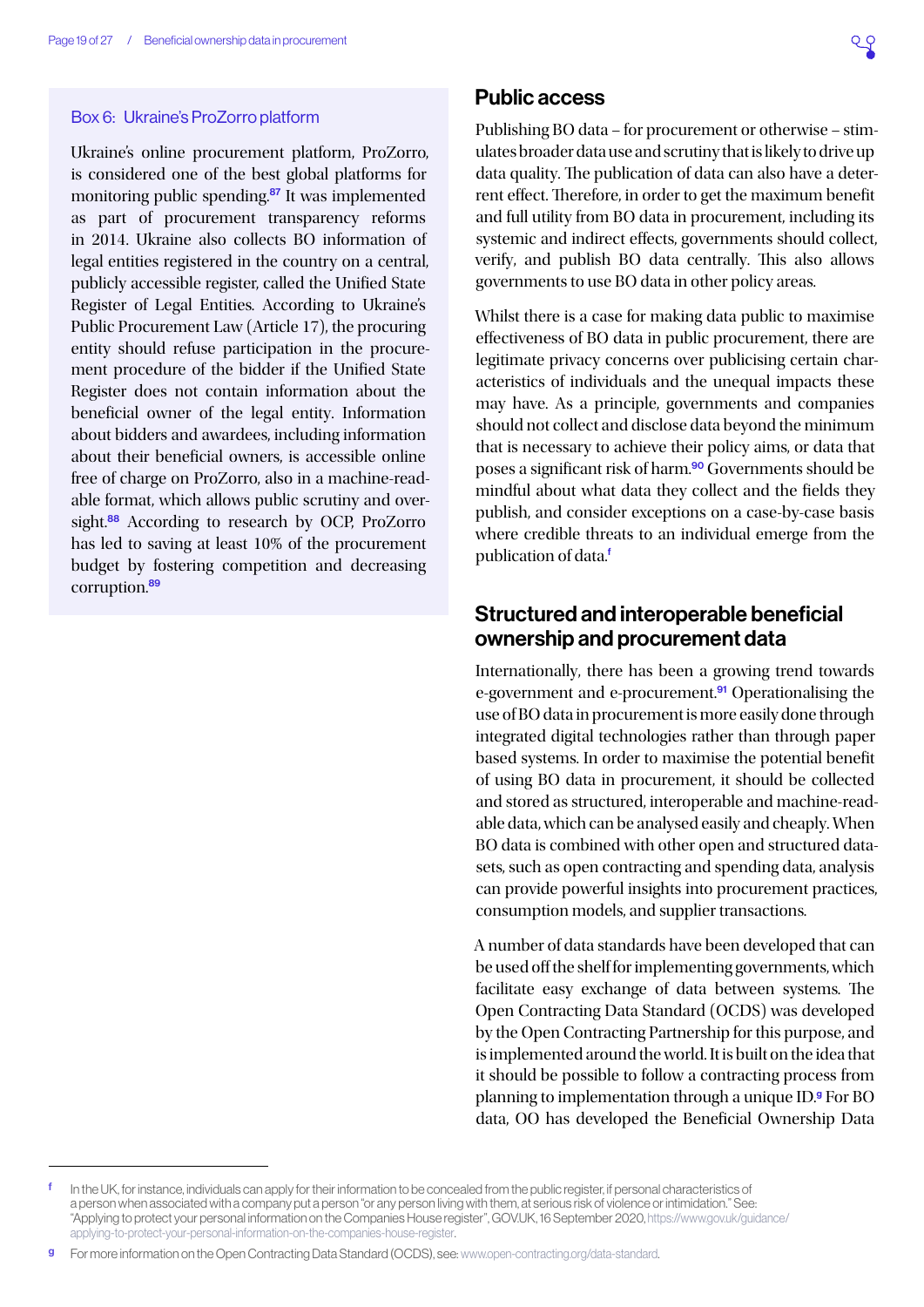### Box 6: Ukraine's ProZorro platform

Ukraine's online procurement platform, ProZorro, is considered one of the best global platforms for monitoring public spending.[87] It was implemented as part of procurement transparency reforms in 2014. Ukraine also collects BO information of legal entities registered in the country on a central, publicly accessible register, called the Unified State Register of Legal Entities. According to Ukraine's Public Procurement Law (Article 17), the procuring entity should refuse participation in the procurement procedure of the bidder if the Unified State Register does not contain information about the beneficial owner of the legal entity. Information about bidders and awardees, including information about their beneficial owners, is accessible online free of charge on ProZorro, also in a machine-readable format, which allows public scrutiny and oversight.[88] According to research by OCP, ProZorro has led to saving at least 10% of the procurement budget by fostering competition and decreasing corruption.[89]

## Public access

Publishing BO data – for procurement or otherwise – stimulates broader data use and scrutiny that is likely to drive up data quality. The publication of data can also have a deterrent effect. Therefore, in order to get the maximum benefit and full utility from BO data in procurement, including its systemic and indirect effects, governments should collect, verify, and publish BO data centrally. This also allows governments to use BO data in other policy areas.

Whilst there is a case for making data public to maximise effectiveness of BO data in public procurement, there are legitimate privacy concerns over publicising certain characteristics of individuals and the unequal impacts these may have. As a principle, governments and companies should not collect and disclose data beyond the minimum that is necessary to achieve their policy aims, or data that poses a significant risk of harm.[90] Governments should be mindful about what data they collect and the fields they publish, and consider exceptions on a case-by-case basis where credible threats to an individual emerge from the publication of data.[f]

## Structured and interoperable beneficial ownership and procurement data

Internationally, there has been a growing trend towards e-government and e-procurement.[91] Operationalising the use of BO data in procurement is more easily done through integrated digital technologies rather than through paper based systems. In order to maximise the potential benefit of using BO data in procurement, it should be collected and stored as structured, interoperable and machine-readable data, which can be analysed easily and cheaply. When BO data is combined with other open and structured datasets, such as open contracting and spending data, analysis can provide powerful insights into procurement practices, consumption models, and supplier transactions.

A number of data standards have been developed that can be used off the shelf for implementing governments, which facilitate easy exchange of data between systems. The Open Contracting Data Standard (OCDS) was developed by the Open Contracting Partnership for this purpose, and is implemented around the world. It is built on the idea that it should be possible to follow a contracting process from planning to implementation through a unique ID.[g] For BO data, OO has developed the Beneficial Ownership Data

---

[f] In the UK, for instance, individuals can apply for their information to be concealed from the public register, if personal characteristics of a person when associated with a company put a person "or any person living with them, at serious risk of violence or intimidation." See: "Applying to protect your personal information on the Companies House register", GOV.UK, 16 September 2020, https://www.gov.uk/guidance/applying-to-protect-your-personal-information-on-the-companies-house-register.

[g] For more information on the Open Contracting Data Standard (OCDS), see: www.open-contracting.org/data-standard.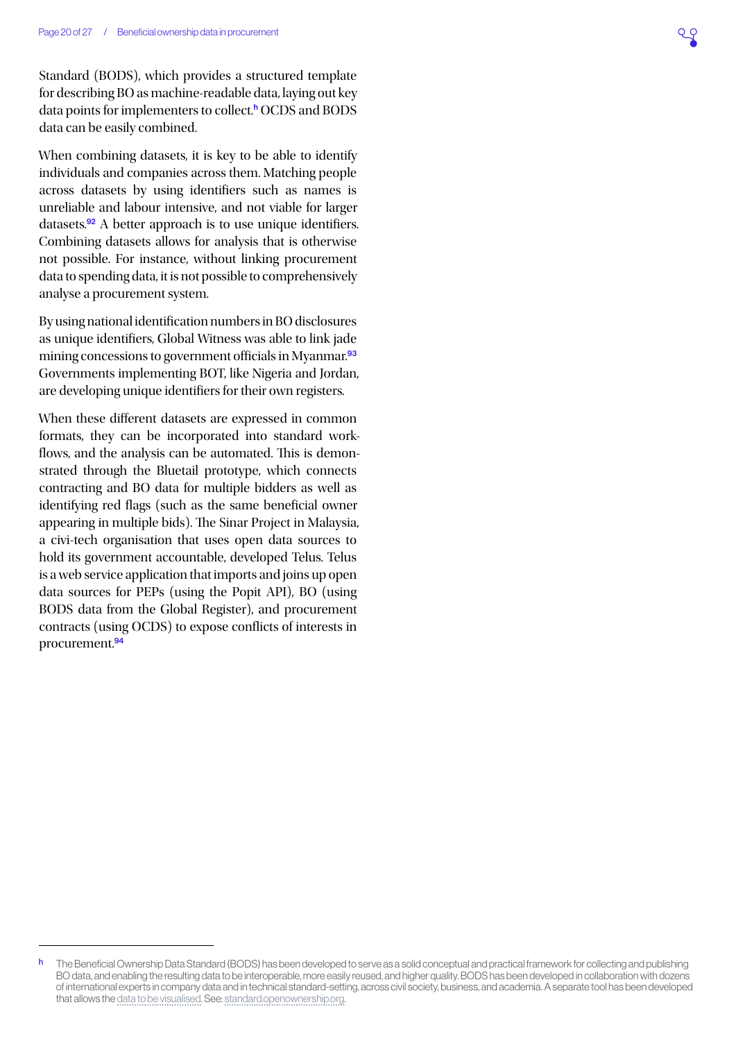Standard (BODS), which provides a structured template for describing BO as machine-readable data, laying out key data points for implementers to collect.[h] OCDS and BODS data can be easily combined.

When combining datasets, it is key to be able to identify individuals and companies across them. Matching people across datasets by using identifiers such as names is unreliable and labour intensive, and not viable for larger datasets.[92] A better approach is to use unique identifiers. Combining datasets allows for analysis that is otherwise not possible. For instance, without linking procurement data to spending data, it is not possible to comprehensively analyse a procurement system.

By using national identification numbers in BO disclosures as unique identifiers, Global Witness was able to link jade mining concessions to government officials in Myanmar.[93] Governments implementing BOT, like Nigeria and Jordan, are developing unique identifiers for their own registers.

When these different datasets are expressed in common formats, they can be incorporated into standard work-flows, and the analysis can be automated. This is demonstrated through the Bluetail prototype, which connects contracting and BO data for multiple bidders as well as identifying red flags (such as the same beneficial owner appearing in multiple bids). The Sinar Project in Malaysia, a civi-tech organisation that uses open data sources to hold its government accountable, developed Telus. Telus is a web service application that imports and joins up open data sources for PEPs (using the Popit API), BO (using BODS data from the Global Register), and procurement contracts (using OCDS) to expose conflicts of interests in procurement.[94]

---

[h] The Beneficial Ownership Data Standard (BODS) has been developed to serve as a solid conceptual and practical framework for collecting and publishing BO data, and enabling the resulting data to be interoperable, more easily reused, and higher quality. BODS has been developed in collaboration with dozens of international experts in company data and in technical standard-setting, across civil society, business, and academia. A separate tool has been developed that allows the data to be visualised. See: standard.openownership.org.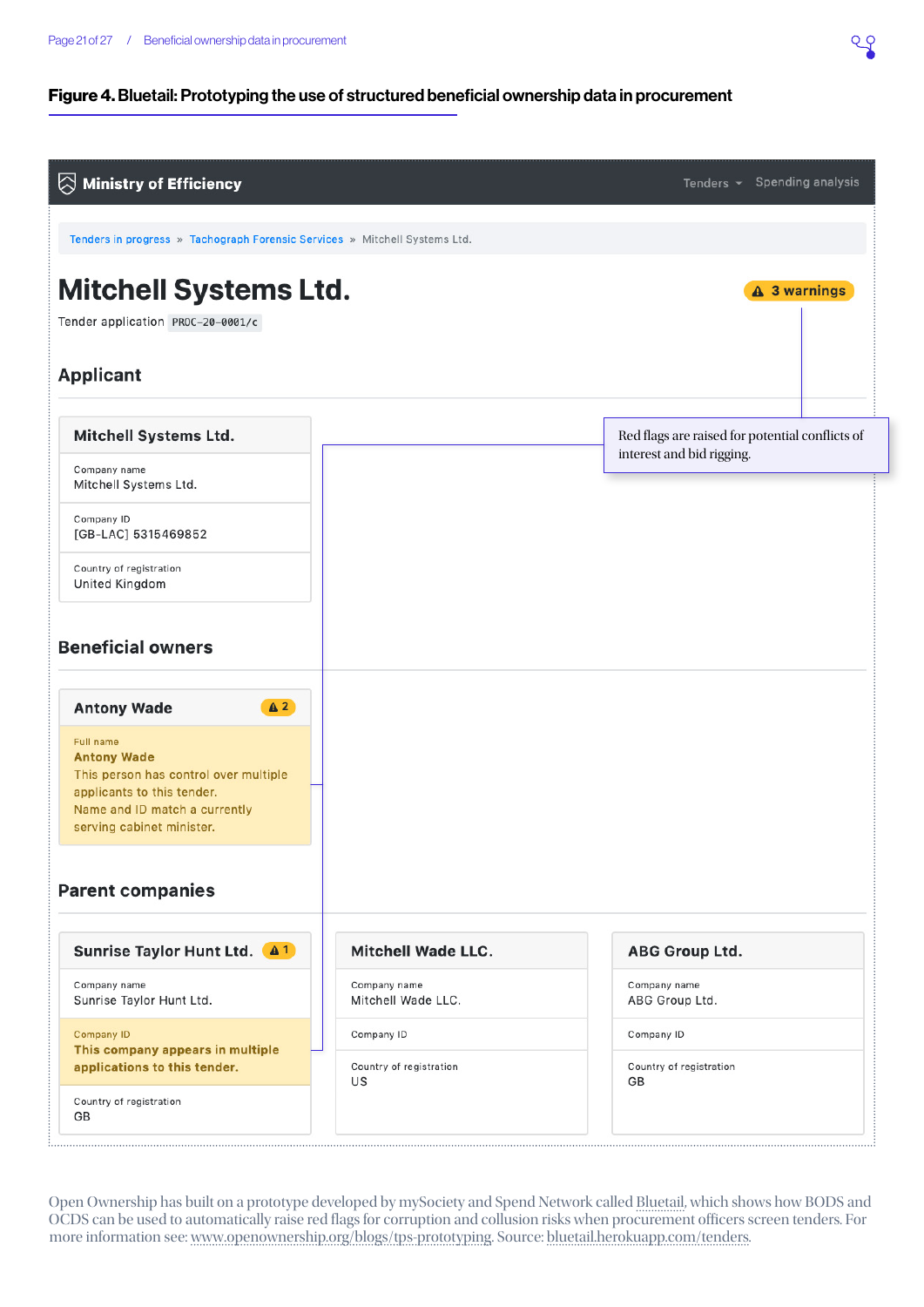**Figure 4. Bluetail: Prototyping the use of structured beneficial ownership data in procurement**

**Ministry of Efficiency** — Tenders ▾ — Spending analysis

Tenders in progress » Tachograph Forensic Services » Mitchell Systems Ltd.

# Mitchell Systems Ltd.

⚠ 3 warnings

Tender application `PROC-20-0001/c`

Red flags are raised for potential conflicts of interest and bid rigging.

## Applicant

**Mitchell Systems Ltd.**

Company name
Mitchell Systems Ltd.

Company ID
[GB-LAC] 5315469852

Country of registration
United Kingdom

## Beneficial owners

**Antony Wade** ⚠ 2

Full name
**Antony Wade**
This person has control over multiple applicants to this tender.
Name and ID match a currently serving cabinet minister.

## Parent companies

**Sunrise Taylor Hunt Ltd.** ⚠ 1

Company name
Sunrise Taylor Hunt Ltd.

Company ID
**This company appears in multiple applications to this tender.**

Country of registration
GB

**Mitchell Wade LLC.**

Company name
Mitchell Wade LLC.

Company ID

Country of registration
US

**ABG Group Ltd.**

Company name
ABG Group Ltd.

Company ID

Country of registration
GB

Open Ownership has built on a prototype developed by mySociety and Spend Network called Bluetail, which shows how BODS and OCDS can be used to automatically raise red flags for corruption and collusion risks when procurement officers screen tenders. For more information see: www.openownership.org/blogs/tps-prototyping. Source: bluetail.herokuapp.com/tenders.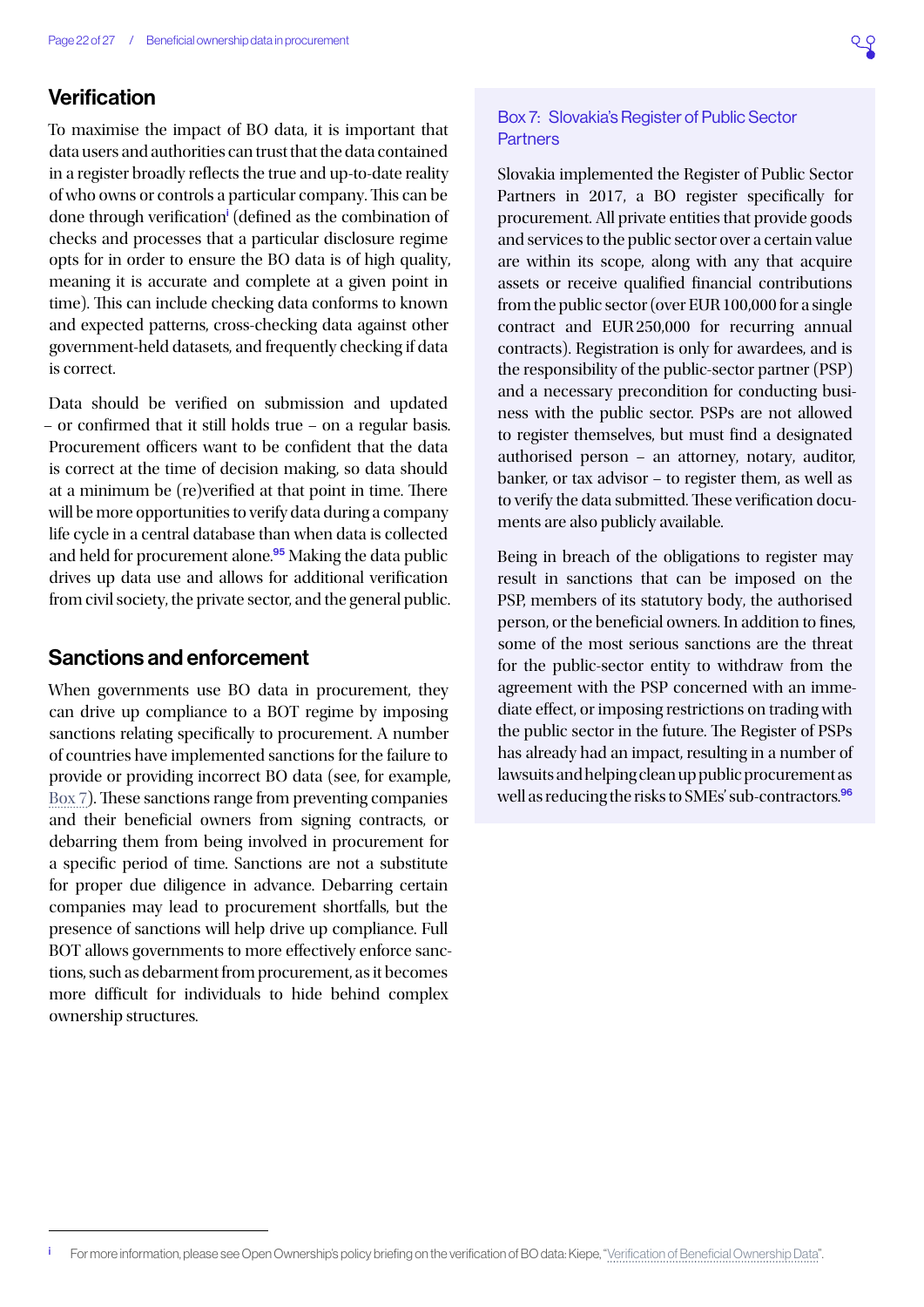## Verification

To maximise the impact of BO data, it is important that data users and authorities can trust that the data contained in a register broadly reflects the true and up-to-date reality of who owns or controls a particular company. This can be done through verification[i] (defined as the combination of checks and processes that a particular disclosure regime opts for in order to ensure the BO data is of high quality, meaning it is accurate and complete at a given point in time). This can include checking data conforms to known and expected patterns, cross-checking data against other government-held datasets, and frequently checking if data is correct.

Data should be verified on submission and updated – or confirmed that it still holds true – on a regular basis. Procurement officers want to be confident that the data is correct at the time of decision making, so data should at a minimum be (re)verified at that point in time. There will be more opportunities to verify data during a company life cycle in a central database than when data is collected and held for procurement alone.[95] Making the data public drives up data use and allows for additional verification from civil society, the private sector, and the general public.

## Sanctions and enforcement

When governments use BO data in procurement, they can drive up compliance to a BOT regime by imposing sanctions relating specifically to procurement. A number of countries have implemented sanctions for the failure to provide or providing incorrect BO data (see, for example, Box 7). These sanctions range from preventing companies and their beneficial owners from signing contracts, or debarring them from being involved in procurement for a specific period of time. Sanctions are not a substitute for proper due diligence in advance. Debarring certain companies may lead to procurement shortfalls, but the presence of sanctions will help drive up compliance. Full BOT allows governments to more effectively enforce sanctions, such as debarment from procurement, as it becomes more difficult for individuals to hide behind complex ownership structures.

### Box 7: Slovakia's Register of Public Sector Partners

Slovakia implemented the Register of Public Sector Partners in 2017, a BO register specifically for procurement. All private entities that provide goods and services to the public sector over a certain value are within its scope, along with any that acquire assets or receive qualified financial contributions from the public sector (over EUR 100,000 for a single contract and EUR 250,000 for recurring annual contracts). Registration is only for awardees, and is the responsibility of the public-sector partner (PSP) and a necessary precondition for conducting business with the public sector. PSPs are not allowed to register themselves, but must find a designated authorised person – an attorney, notary, auditor, banker, or tax advisor – to register them, as well as to verify the data submitted. These verification documents are also publicly available.

Being in breach of the obligations to register may result in sanctions that can be imposed on the PSP, members of its statutory body, the authorised person, or the beneficial owners. In addition to fines, some of the most serious sanctions are the threat for the public-sector entity to withdraw from the agreement with the PSP concerned with an immediate effect, or imposing restrictions on trading with the public sector in the future. The Register of PSPs has already had an impact, resulting in a number of lawsuits and helping clean up public procurement as well as reducing the risks to SMEs' sub-contractors.[96]

---

[i] For more information, please see Open Ownership's policy briefing on the verification of BO data: Kiepe, "Verification of Beneficial Ownership Data".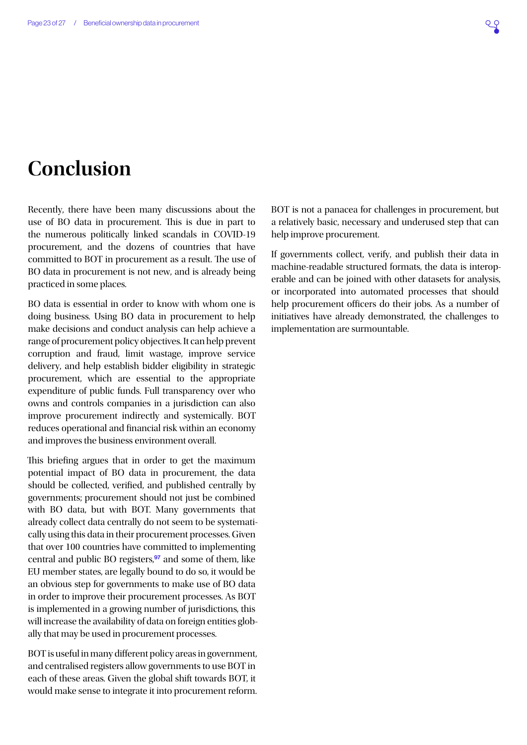# Conclusion

Recently, there have been many discussions about the use of BO data in procurement. This is due in part to the numerous politically linked scandals in COVID-19 procurement, and the dozens of countries that have committed to BOT in procurement as a result. The use of BO data in procurement is not new, and is already being practiced in some places.

BO data is essential in order to know with whom one is doing business. Using BO data in procurement to help make decisions and conduct analysis can help achieve a range of procurement policy objectives. It can help prevent corruption and fraud, limit wastage, improve service delivery, and help establish bidder eligibility in strategic procurement, which are essential to the appropriate expenditure of public funds. Full transparency over who owns and controls companies in a jurisdiction can also improve procurement indirectly and systemically. BOT reduces operational and financial risk within an economy and improves the business environment overall.

This briefing argues that in order to get the maximum potential impact of BO data in procurement, the data should be collected, verified, and published centrally by governments; procurement should not just be combined with BO data, but with BOT. Many governments that already collect data centrally do not seem to be systematically using this data in their procurement processes. Given that over 100 countries have committed to implementing central and public BO registers,[97] and some of them, like EU member states, are legally bound to do so, it would be an obvious step for governments to make use of BO data in order to improve their procurement processes. As BOT is implemented in a growing number of jurisdictions, this will increase the availability of data on foreign entities globally that may be used in procurement processes.

BOT is useful in many different policy areas in government, and centralised registers allow governments to use BOT in each of these areas. Given the global shift towards BOT, it would make sense to integrate it into procurement reform.

BOT is not a panacea for challenges in procurement, but a relatively basic, necessary and underused step that can help improve procurement.

If governments collect, verify, and publish their data in machine-readable structured formats, the data is interoperable and can be joined with other datasets for analysis, or incorporated into automated processes that should help procurement officers do their jobs. As a number of initiatives have already demonstrated, the challenges to implementation are surmountable.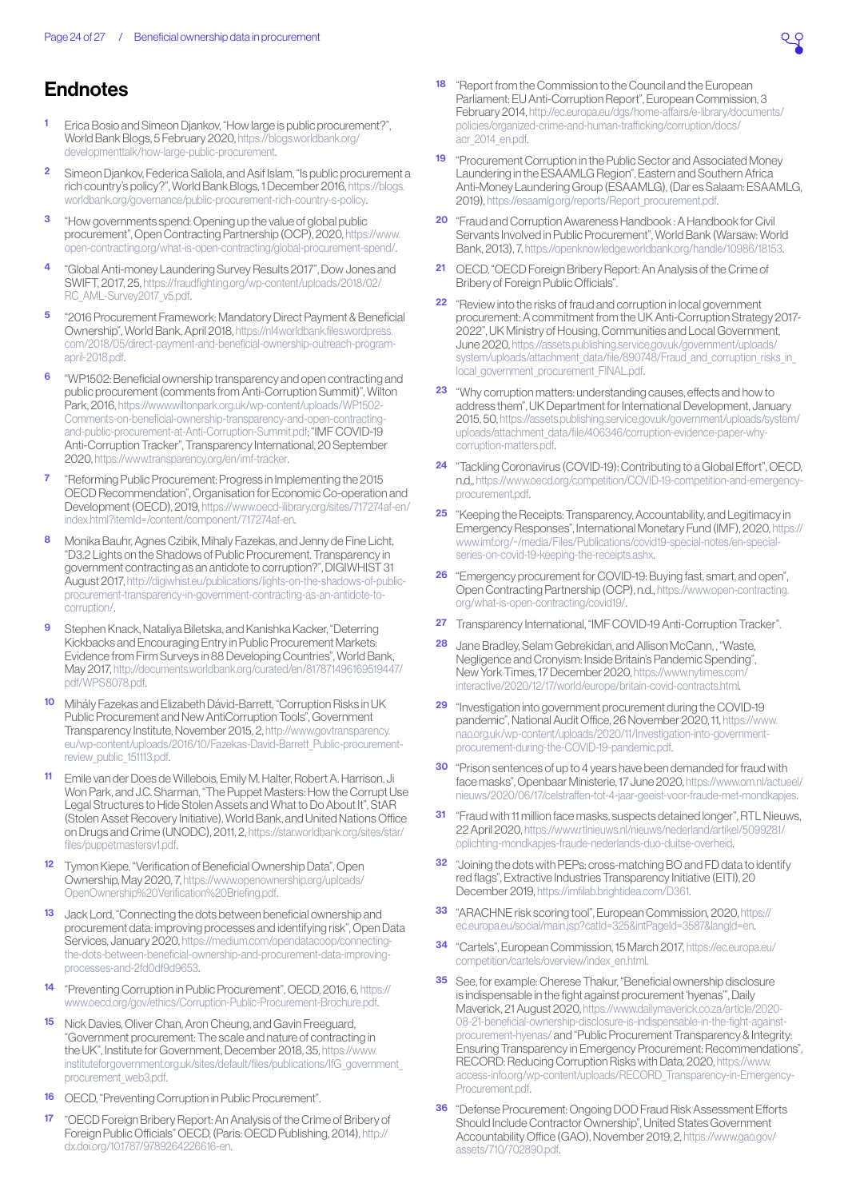## Endnotes

1. Erica Bosio and Simeon Djankov, "How large is public procurement?", World Bank Blogs, 5 February 2020, https://blogs.worldbank.org/developmenttalk/how-large-public-procurement.
2. Simeon Djankov, Federica Saliola, and Asif Islam, "Is public procurement a rich country's policy?", World Bank Blogs, 1 December 2016, https://blogs.worldbank.org/governance/public-procurement-rich-country-s-policy.
3. "How governments spend: Opening up the value of global public procurement", Open Contracting Partnership (OCP), 2020, https://www.open-contracting.org/what-is-open-contracting/global-procurement-spend/.
4. "Global Anti-money Laundering Survey Results 2017", Dow Jones and SWIFT, 2017, 25, https://fraudfighting.org/wp-content/uploads/2018/02/RC_AML-Survey2017_v5.pdf.
5. "2016 Procurement Framework: Mandatory Direct Payment & Beneficial Ownership", World Bank, April 2018, https://nl4worldbank.files.wordpress.com/2018/05/direct-payment-and-beneficial-ownership-outreach-program-april-2018.pdf.
6. "WP1502: Beneficial ownership transparency and open contracting and public procurement (comments from Anti-Corruption Summit)", Wilton Park, 2016, https://www.wiltonpark.org.uk/wp-content/uploads/WP1502-Comments-on-beneficial-ownership-transparency-and-open-contracting-and-public-procurement-at-Anti-Corruption-Summit.pdf; "IMF COVID-19 Anti-Corruption Tracker", Transparency International, 20 September 2020, https://www.transparency.org/en/imf-tracker.
7. "Reforming Public Procurement: Progress in Implementing the 2015 OECD Recommendation", Organisation for Economic Co-operation and Development (OECD), 2019, https://www.oecd-ilibrary.org/sites/717274af-en/index.html?itemId=/content/component/717274af-en.
8. Monika Bauhr, Agnes Czibik, Mihaly Fazekas, and Jenny de Fine Licht, "D3.2 Lights on the Shadows of Public Procurement. Transparency in government contracting as an antidote to corruption?", DIGIWHIST 31 August 2017, http://digiwhist.eu/publications/lights-on-the-shadows-of-public-procurement-transparency-in-government-contracting-as-an-antidote-to-corruption/.
9. Stephen Knack, Nataliya Biletska, and Kanishka Kacker, "Deterring Kickbacks and Encouraging Entry in Public Procurement Markets: Evidence from Firm Surveys in 88 Developing Countries", World Bank, May 2017, http://documents.worldbank.org/curated/en/817871496169519447/pdf/WPS8078.pdf.
10. Mihály Fazekas and Elizabeth Dávid-Barrett, "Corruption Risks in UK Public Procurement and New AntiCorruption Tools", Government Transparency Institute, November 2015, 2, http://www.govtransparency.eu/wp-content/uploads/2016/10/Fazekas-David-Barrett_Public-procurement-review_public_151113.pdf.
11. Emile van der Does de Willebois, Emily M. Halter, Robert A. Harrison, Ji Won Park, and J.C. Sharman, "The Puppet Masters: How the Corrupt Use Legal Structures to Hide Stolen Assets and What to Do About It", StAR (Stolen Asset Recovery Initiative), World Bank, and United Nations Office on Drugs and Crime (UNODC), 2011, 2, https://star.worldbank.org/sites/star/files/puppetmastersv1.pdf.
12. Tymon Kiepe, "Verification of Beneficial Ownership Data", Open Ownership, May 2020, 7, https://www.openownership.org/uploads/OpenOwnership%20Verification%20Briefing.pdf.
13. Jack Lord, "Connecting the dots between beneficial ownership and procurement data: improving processes and identifying risk", Open Data Services, January 2020, https://medium.com/opendatacoop/connecting-the-dots-between-beneficial-ownership-and-procurement-data-improving-processes-and-2fd0df9d9653.
14. "Preventing Corruption in Public Procurement", OECD, 2016, 6, https://www.oecd.org/gov/ethics/Corruption-Public-Procurement-Brochure.pdf.
15. Nick Davies, Oliver Chan, Aron Cheung, and Gavin Freeguard, "Government procurement: The scale and nature of contracting in the UK", Institute for Government, December 2018, 35, https://www.instituteforgovernment.org.uk/sites/default/files/publications/IfG_government_procurement_web3.pdf.
16. OECD, "Preventing Corruption in Public Procurement".
17. "OECD Foreign Bribery Report: An Analysis of the Crime of Bribery of Foreign Public Officials" OECD, (Paris: OECD Publishing, 2014), http://dx.doi.org/10.1787/9789264226616-en.
18. "Report from the Commission to the Council and the European Parliament: EU Anti-Corruption Report", European Commission, 3 February 2014, http://ec.europa.eu/dgs/home-affairs/e-library/documents/policies/organized-crime-and-human-trafficking/corruption/docs/acr_2014_en.pdf.
19. "Procurement Corruption in the Public Sector and Associated Money Laundering in the ESAAMLG Region", Eastern and Southern Africa Anti-Money Laundering Group (ESAAMLG), (Dar es Salaam: ESAAMLG, 2019), https://esaamlg.org/reports/Report_procurement.pdf.
20. "Fraud and Corruption Awareness Handbook : A Handbook for Civil Servants Involved in Public Procurement", World Bank (Warsaw: World Bank, 2013), 7, https://openknowledge.worldbank.org/handle/10986/18153.
21. OECD, "OECD Foreign Bribery Report: An Analysis of the Crime of Bribery of Foreign Public Officials".
22. "Review into the risks of fraud and corruption in local government procurement: A commitment from the UK Anti-Corruption Strategy 2017-2022", UK Ministry of Housing, Communities and Local Government, June 2020, https://assets.publishing.service.gov.uk/government/uploads/system/uploads/attachment_data/file/890748/Fraud_and_corruption_risks_in_local_government_procurement_FINAL.pdf.
23. "Why corruption matters: understanding causes, effects and how to address them", UK Department for International Development, January 2015, 50, https://assets.publishing.service.gov.uk/government/uploads/system/uploads/attachment_data/file/406346/corruption-evidence-paper-why-corruption-matters.pdf.
24. "Tackling Coronavirus (COVID-19): Contributing to a Global Effort", OECD, n.d., https://www.oecd.org/competition/COVID-19-competition-and-emergency-procurement.pdf.
25. "Keeping the Receipts: Transparency, Accountability, and Legitimacy in Emergency Responses", International Monetary Fund (IMF), 2020, https://www.imf.org/~/media/Files/Publications/covid19-special-notes/en-special-series-on-covid-19-keeping-the-receipts.ashx.
26. "Emergency procurement for COVID-19: Buying fast, smart, and open", Open Contracting Partnership (OCP), n.d., https://www.open-contracting.org/what-is-open-contracting/covid19/.
27. Transparency International, "IMF COVID-19 Anti-Corruption Tracker".
28. Jane Bradley, Selam Gebrekidan, and Allison McCann, , "Waste, Negligence and Cronyism: Inside Britain's Pandemic Spending", New York Times, 17 December 2020, https://www.nytimes.com/interactive/2020/12/17/world/europe/britain-covid-contracts.html.
29. "Investigation into government procurement during the COVID-19 pandemic", National Audit Office, 26 November 2020, 11, https://www.nao.org.uk/wp-content/uploads/2020/11/Investigation-into-government-procurement-during-the-COVID-19-pandemic.pdf.
30. "Prison sentences of up to 4 years have been demanded for fraud with face masks", Openbaar Ministerie, 17 June 2020, https://www.om.nl/actueel/nieuws/2020/06/17/celstraffen-tot-4-jaar-geeist-voor-fraude-met-mondkapjes.
31. "Fraud with 11 million face masks, suspects detained longer", RTL Nieuws, 22 April 2020, https://www.rtlnieuws.nl/nieuws/nederland/artikel/5099281/oplichting-mondkapjes-fraude-nederlands-duo-duitse-overheid.
32. "Joining the dots with PEPs: cross-matching BO and FD data to identify red flags", Extractive Industries Transparency Initiative (EITI), 20 December 2019, https://imfilab.brightidea.com/D361.
33. "ARACHNE risk scoring tool", European Commission, 2020, https://ec.europa.eu/social/main.jsp?catId=325&intPageId=3587&langId=en.
34. "Cartels", European Commission, 15 March 2017, https://ec.europa.eu/competition/cartels/overview/index_en.html.
35. See, for example: Cherese Thakur, "Beneficial ownership disclosure is indispensable in the fight against procurement 'hyenas'", Daily Maverick, 21 August 2020, https://www.dailymaverick.co.za/article/2020-08-21-beneficial-ownership-disclosure-is-indispensable-in-the-fight-against-procurement-hyenas/ and "Public Procurement Transparency & Integrity: Ensuring Transparency in Emergency Procurement: Recommendations", RECORD: Reducing Corruption Risks with Data, 2020, https://www.access-info.org/wp-content/uploads/RECORD_Transparency-in-Emergency-Procurement.pdf.
36. "Defense Procurement: Ongoing DOD Fraud Risk Assessment Efforts Should Include Contractor Ownership", United States Government Accountability Office (GAO), November 2019, 2, https://www.gao.gov/assets/710/702890.pdf.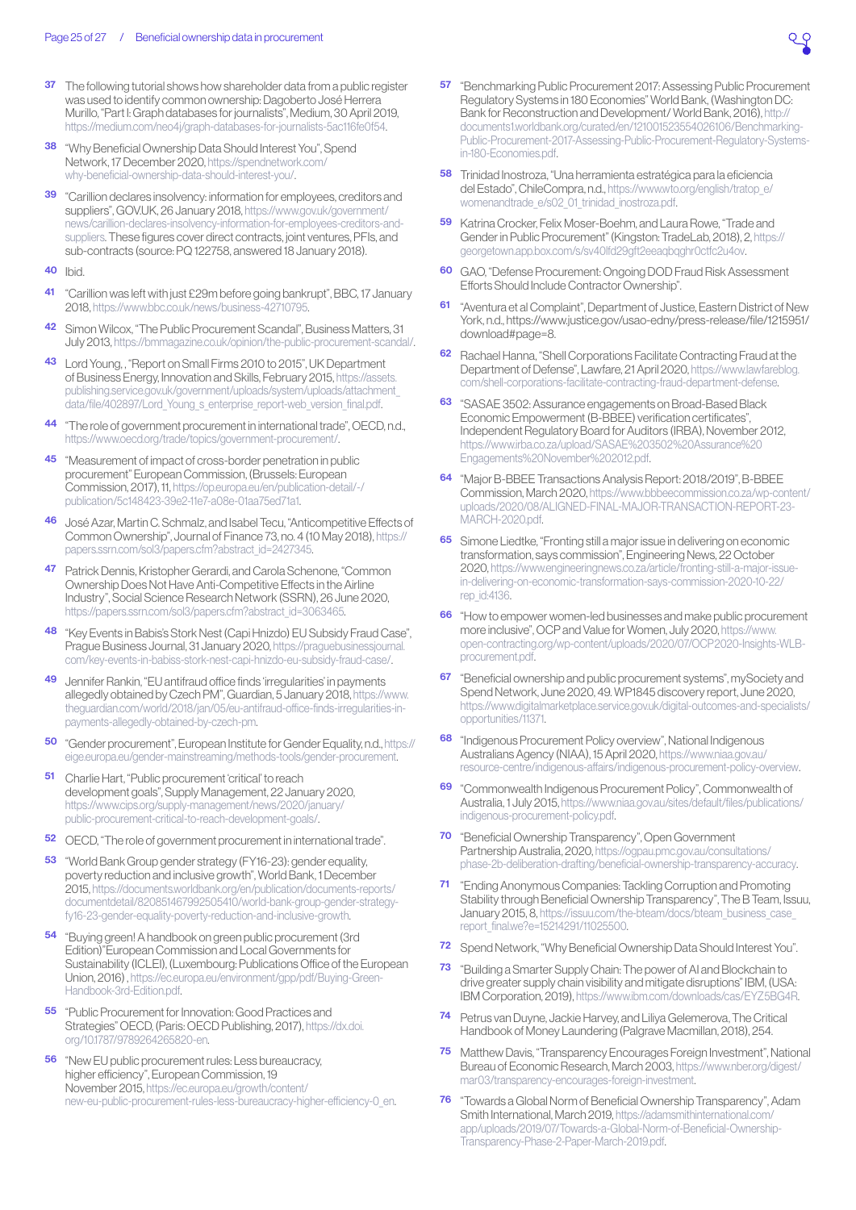37 The following tutorial shows how shareholder data from a public register was used to identify common ownership: Dagoberto José Herrera Murillo, "Part I: Graph databases for journalists", Medium, 30 April 2019, https://medium.com/neo4j/graph-databases-for-journalists-5ac116fe0f54.

38 "Why Beneficial Ownership Data Should Interest You", Spend Network, 17 December 2020, https://spendnetwork.com/why-beneficial-ownership-data-should-interest-you/.

39 "Carillion declares insolvency: information for employees, creditors and suppliers", GOV.UK, 26 January 2018, https://www.gov.uk/government/news/carillion-declares-insolvency-information-for-employees-creditors-and-suppliers. These figures cover direct contracts, joint ventures, PFIs, and sub-contracts (source: PQ 122758, answered 18 January 2018).

40 Ibid.

41 "Carillion was left with just £29m before going bankrupt", BBC, 17 January 2018, https://www.bbc.co.uk/news/business-42710795.

42 Simon Wilcox, "The Public Procurement Scandal", Business Matters, 31 July 2013, https://bmmagazine.co.uk/opinion/the-public-procurement-scandal/.

43 Lord Young, , "Report on Small Firms 2010 to 2015", UK Department of Business Energy, Innovation and Skills, February 2015, https://assets.publishing.service.gov.uk/government/uploads/system/uploads/attachment_data/file/402897/Lord_Young_s_enterprise_report-web_version_final.pdf.

44 "The role of government procurement in international trade", OECD, n.d., https://www.oecd.org/trade/topics/government-procurement/.

45 "Measurement of impact of cross-border penetration in public procurement" European Commission, (Brussels: European Commission, 2017), 11, https://op.europa.eu/en/publication-detail/-/publication/5c148423-39e2-11e7-a08e-01aa75ed71a1.

46 José Azar, Martin C. Schmalz, and Isabel Tecu, "Anticompetitive Effects of Common Ownership", Journal of Finance 73, no. 4 (10 May 2018), https://papers.ssrn.com/sol3/papers.cfm?abstract_id=2427345.

47 Patrick Dennis, Kristopher Gerardi, and Carola Schenone, "Common Ownership Does Not Have Anti-Competitive Effects in the Airline Industry", Social Science Research Network (SSRN), 26 June 2020, https://papers.ssrn.com/sol3/papers.cfm?abstract_id=3063465.

48 "Key Events in Babis's Stork Nest (Capi Hnizdo) EU Subsidy Fraud Case", Prague Business Journal, 31 January 2020, https://praguebusinessjournal.com/key-events-in-babiss-stork-nest-capi-hnizdo-eu-subsidy-fraud-case/.

49 Jennifer Rankin, "EU antifraud office finds 'irregularities' in payments allegedly obtained by Czech PM", Guardian, 5 January 2018, https://www.theguardian.com/world/2018/jan/05/eu-antifraud-office-finds-irregularities-in-payments-allegedly-obtained-by-czech-pm.

50 "Gender procurement", European Institute for Gender Equality, n.d., https://eige.europa.eu/gender-mainstreaming/methods-tools/gender-procurement.

51 Charlie Hart, "Public procurement 'critical' to reach development goals", Supply Management, 22 January 2020, https://www.cips.org/supply-management/news/2020/january/public-procurement-critical-to-reach-development-goals/.

52 OECD, "The role of government procurement in international trade".

53 "World Bank Group gender strategy (FY16-23): gender equality, poverty reduction and inclusive growth", World Bank, 1 December 2015, https://documents.worldbank.org/en/publication/documents-reports/documentdetail/820851467992505410/world-bank-group-gender-strategy-fy16-23-gender-equality-poverty-reduction-and-inclusive-growth.

54 "Buying green! A handbook on green public procurement (3rd Edition)" European Commission and Local Governments for Sustainability (ICLEI), (Luxembourg: Publications Office of the European Union, 2016) , https://ec.europa.eu/environment/gpp/pdf/Buying-Green-Handbook-3rd-Edition.pdf.

55 "Public Procurement for Innovation: Good Practices and Strategies" OECD. (Paris: OECD Publishing, 2017), https://dx.doi.org/10.1787/9789264265820-en.

56 "New EU public procurement rules: Less bureaucracy, higher efficiency", European Commission, 19 November 2015, https://ec.europa.eu/growth/content/new-eu-public-procurement-rules-less-bureaucracy-higher-efficiency-0_en.

57 "Benchmarking Public Procurement 2017: Assessing Public Procurement Regulatory Systems in 180 Economies" World Bank, (Washington DC: Bank for Reconstruction and Development/ World Bank, 2016), http://documents1.worldbank.org/curated/en/121001523554026106/Benchmarking-Public-Procurement-2017-Assessing-Public-Procurement-Regulatory-Systems-in-180-Economies.pdf.

58 Trinidad Inostroza, "Una herramienta estratégica para la eficiencia del Estado", ChileCompra, n.d., https://www.wto.org/english/tratop_e/womenandtrade_e/s02_01_trinidad_inostroza.pdf.

59 Katrina Crocker, Felix Moser-Boehm, and Laura Rowe, "Trade and Gender in Public Procurement" (Kingston: TradeLab, 2018), 2, https://georgetown.app.box.com/s/sv40lfd29gft2eeaqbqghr0ctfc2u4ov.

60 GAO, "Defense Procurement: Ongoing DOD Fraud Risk Assessment Efforts Should Include Contractor Ownership".

61 "Aventura et al Complaint", Department of Justice, Eastern District of New York, n.d., https://www.justice.gov/usao-edny/press-release/file/1215951/download#page=8.

62 Rachael Hanna, "Shell Corporations Facilitate Contracting Fraud at the Department of Defense", Lawfare, 21 April 2020, https://www.lawfareblog.com/shell-corporations-facilitate-contracting-fraud-department-defense.

63 "SASAE 3502: Assurance engagements on Broad-Based Black Economic Empowerment (B-BBEE) verification certificates", Independent Regulatory Board for Auditors (IRBA), November 2012, https://www.irba.co.za/upload/SASAE%203502%20Assurance%20Engagements%20November%202012.pdf.

64 "Major B-BBEE Transactions Analysis Report: 2018/2019", B-BBEE Commission, March 2020, https://www.bbbeecommission.co.za/wp-content/uploads/2020/08/ALIGNED-FINAL-MAJOR-TRANSACTION-REPORT-23-MARCH-2020.pdf.

65 Simone Liedtke, "Fronting still a major issue in delivering on economic transformation, says commission", Engineering News, 22 October 2020, https://www.engineeringnews.co.za/article/fronting-still-a-major-issue-in-delivering-on-economic-transformation-says-commission-2020-10-22/rep_id:4136.

66 "How to empower women-led businesses and make public procurement more inclusive", OCP and Value for Women, July 2020, https://www.open-contracting.org/wp-content/uploads/2020/07/OCP2020-Insights-WLB-procurement.pdf.

67 "Beneficial ownership and public procurement systems", mySociety and Spend Network, June 2020, 49. WP1845 discovery report, June 2020, https://www.digitalmarketplace.service.gov.uk/digital-outcomes-and-specialists/opportunities/11371.

68 "Indigenous Procurement Policy overview", National Indigenous Australians Agency (NIAA), 15 April 2020, https://www.niaa.gov.au/resource-centre/indigenous-affairs/indigenous-procurement-policy-overview.

69 "Commonwealth Indigenous Procurement Policy", Commonwealth of Australia, 1 July 2015, https://www.niaa.gov.au/sites/default/files/publications/indigenous-procurement-policy.pdf.

70 "Beneficial Ownership Transparency", Open Government Partnership Australia, 2020, https://ogpau.pmc.gov.au/consultations/phase-2b-deliberation-drafting/beneficial-ownership-transparency-accuracy.

71 "Ending Anonymous Companies: Tackling Corruption and Promoting Stability through Beneficial Ownership Transparency", The B Team, Issuu, January 2015, 8, https://issuu.com/the-bteam/docs/bteam_business_case_report_final.we?e=15214291/11025500.

72 Spend Network, "Why Beneficial Ownership Data Should Interest You".

73 "Building a Smarter Supply Chain: The power of AI and Blockchain to drive greater supply chain visibility and mitigate disruptions" IBM, (USA: IBM Corporation, 2019), https://www.ibm.com/downloads/cas/EYZ5BG4R.

74 Petrus van Duyne, Jackie Harvey, and Liliya Gelemerova, The Critical Handbook of Money Laundering (Palgrave Macmillan, 2018), 254.

75 Matthew Davis, "Transparency Encourages Foreign Investment", National Bureau of Economic Research, March 2003, https://www.nber.org/digest/mar03/transparency-encourages-foreign-investment.

76 "Towards a Global Norm of Beneficial Ownership Transparency", Adam Smith International, March 2019, https://adamsmithinternational.com/app/uploads/2019/07/Towards-a-Global-Norm-of-Beneficial-Ownership-Transparency-Phase-2-Paper-March-2019.pdf.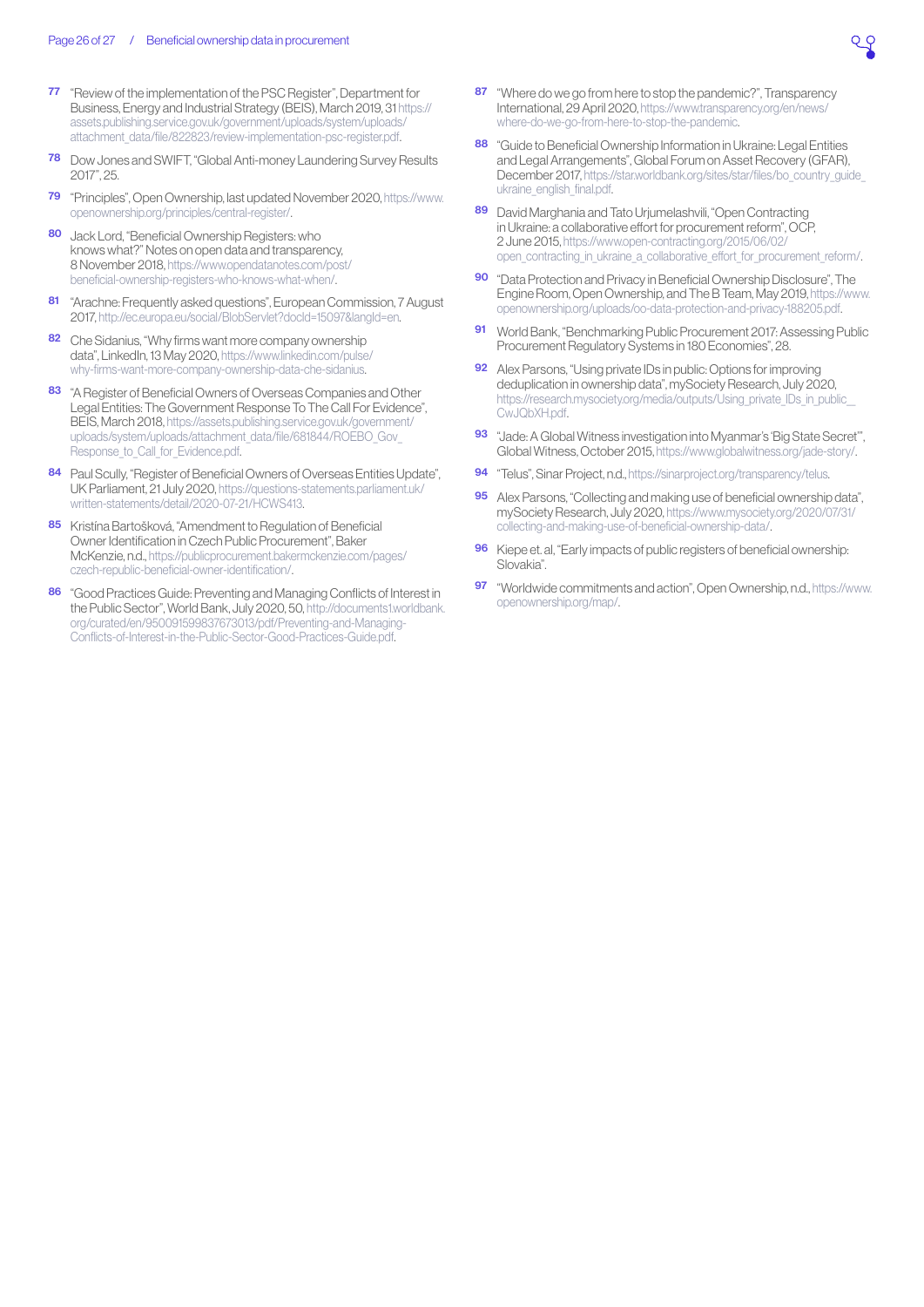77 "Review of the implementation of the PSC Register", Department for Business, Energy and Industrial Strategy (BEIS), March 2019, 31 https://assets.publishing.service.gov.uk/government/uploads/system/uploads/attachment_data/file/822823/review-implementation-psc-register.pdf.

78 Dow Jones and SWIFT, "Global Anti-money Laundering Survey Results 2017", 25.

79 "Principles", Open Ownership, last updated November 2020, https://www.openownership.org/principles/central-register/.

80 Jack Lord, "Beneficial Ownership Registers: who knows what?" Notes on open data and transparency, 8 November 2018, https://www.opendatanotes.com/post/beneficial-ownership-registers-who-knows-what-when/.

81 "Arachne: Frequently asked questions", European Commission, 7 August 2017, http://ec.europa.eu/social/BlobServlet?docId=15097&langId=en.

82 Che Sidanius, "Why firms want more company ownership data", LinkedIn, 13 May 2020, https://www.linkedin.com/pulse/why-firms-want-more-company-ownership-data-che-sidanius.

83 "A Register of Beneficial Owners of Overseas Companies and Other Legal Entities: The Government Response To The Call For Evidence", BEIS, March 2018, https://assets.publishing.service.gov.uk/government/uploads/system/uploads/attachment_data/file/681844/ROEBO_Gov_Response_to_Call_for_Evidence.pdf.

84 Paul Scully, "Register of Beneficial Owners of Overseas Entities Update", UK Parliament, 21 July 2020, https://questions-statements.parliament.uk/written-statements/detail/2020-07-21/HCWS413.

85 Kristina Bartošková, "Amendment to Regulation of Beneficial Owner Identification in Czech Public Procurement", Baker McKenzie, n.d., https://publicprocurement.bakermckenzie.com/pages/czech-republic-beneficial-owner-identification/.

86 "Good Practices Guide: Preventing and Managing Conflicts of Interest in the Public Sector", World Bank, July 2020, 50, http://documents1.worldbank.org/curated/en/950091599837673013/pdf/Preventing-and-Managing-Conflicts-of-Interest-in-the-Public-Sector-Good-Practices-Guide.pdf.

87 "Where do we go from here to stop the pandemic?", Transparency International, 29 April 2020, https://www.transparency.org/en/news/where-do-we-go-from-here-to-stop-the-pandemic.

88 "Guide to Beneficial Ownership Information in Ukraine: Legal Entities and Legal Arrangements", Global Forum on Asset Recovery (GFAR), December 2017, https://star.worldbank.org/sites/star/files/bo_country_guide_ukraine_english_final.pdf.

89 David Marghania and Tato Urjumelashvili, "Open Contracting in Ukraine: a collaborative effort for procurement reform", OCP, 2 June 2015, https://www.open-contracting.org/2015/06/02/open_contracting_in_ukraine_a_collaborative_effort_for_procurement_reform/.

90 "Data Protection and Privacy in Beneficial Ownership Disclosure", The Engine Room, Open Ownership, and The B Team, May 2019, https://www.openownership.org/uploads/oo-data-protection-and-privacy-188205.pdf.

91 World Bank, "Benchmarking Public Procurement 2017: Assessing Public Procurement Regulatory Systems in 180 Economies", 28.

92 Alex Parsons, "Using private IDs in public: Options for improving deduplication in ownership data", mySociety Research, July 2020, https://research.mysociety.org/media/outputs/Using_private_IDs_in_public__CwJQbXH.pdf.

93 "Jade: A Global Witness investigation into Myanmar's 'Big State Secret'", Global Witness, October 2015, https://www.globalwitness.org/jade-story/.

94 "Telus", Sinar Project, n.d., https://sinarproject.org/transparency/telus.

95 Alex Parsons, "Collecting and making use of beneficial ownership data", mySociety Research, July 2020, https://www.mysociety.org/2020/07/31/collecting-and-making-use-of-beneficial-ownership-data/.

96 Kiepe et. al, "Early impacts of public registers of beneficial ownership: Slovakia".

97 "Worldwide commitments and action", Open Ownership, n.d., https://www.openownership.org/map/.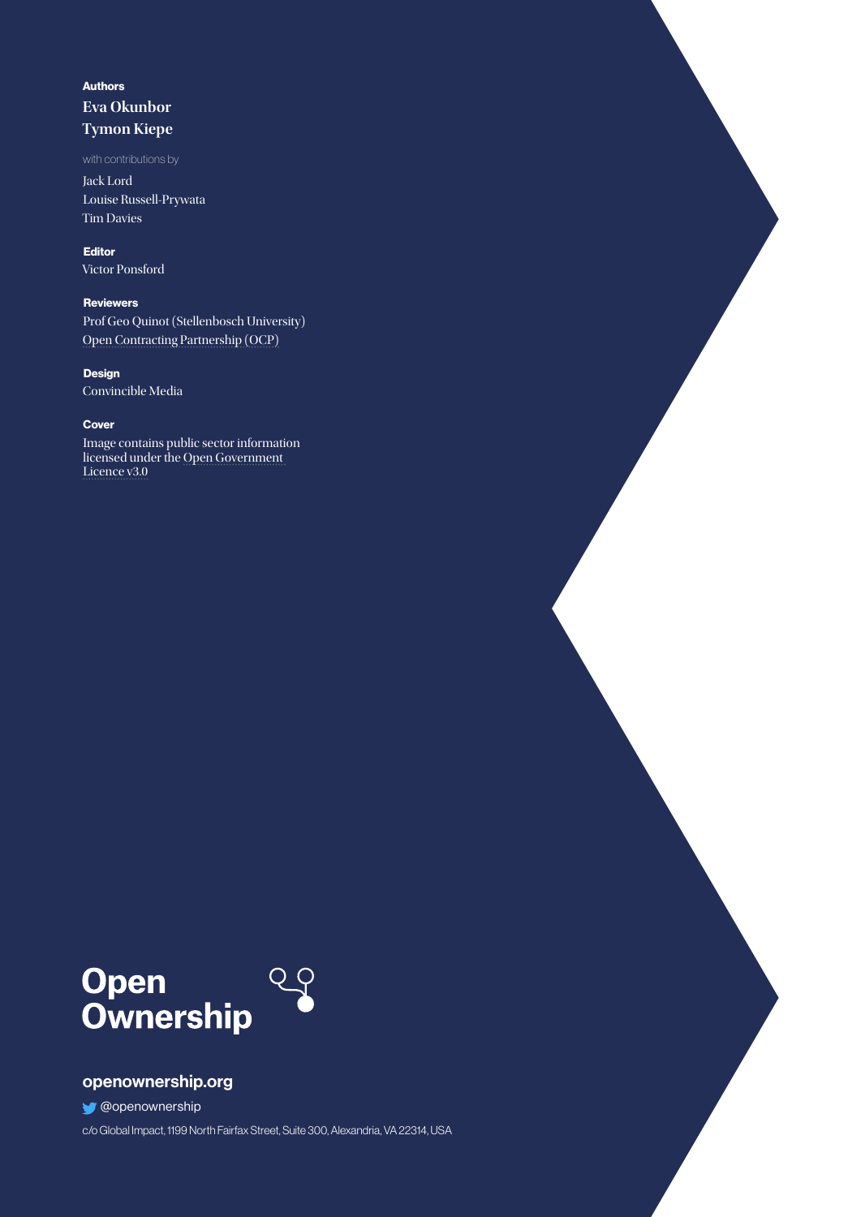**Authors**

**Eva Okunbor**
**Tymon Kiepe**

with contributions by

Jack Lord
Louise Russell-Prywata
Tim Davies

**Editor**

Victor Ponsford

**Reviewers**

Prof Geo Quinot (Stellenbosch University)
Open Contracting Partnership (OCP)

**Design**

Convincible Media

**Cover**

Image contains public sector information licensed under the Open Government Licence v3.0

**Open Ownership**

**openownership.org**

@openownership

c/o Global Impact, 1199 North Fairfax Street, Suite 300, Alexandria, VA 22314, USA